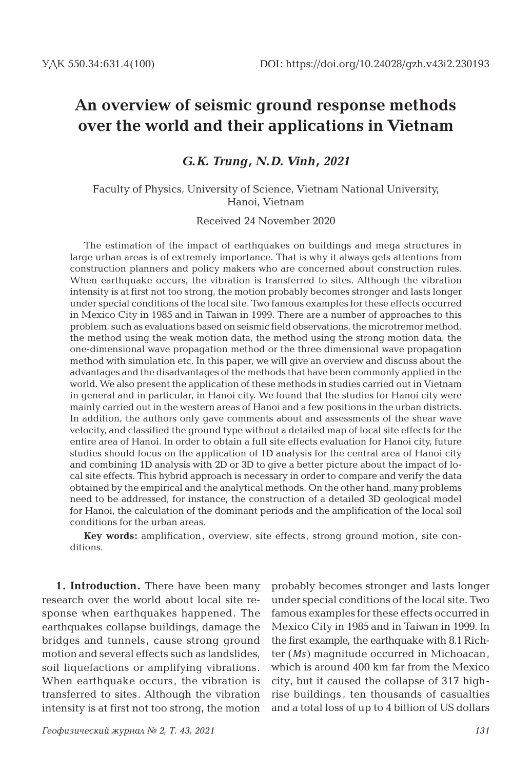УДК 550.34:631.4(100)

DOI: https://doi.org/10.24028/gzh.v43i2.230193

# An overview of seismic ground response methods over the world and their applications in Vietnam

***G.K. Trung, N.D. Vinh, 2021***

Faculty of Physics, University of Science, Vietnam National University, Hanoi, Vietnam

Received 24 November 2020

The estimation of the impact of earthquakes on buildings and mega structures in large urban areas is of extremely importance. That is why it always gets attentions from construction planners and policy makers who are concerned about construction rules. When earthquake occurs, the vibration is transferred to sites. Although the vibration intensity is at first not too strong, the motion probably becomes stronger and lasts longer under special conditions of the local site. Two famous examples for these effects occurred in Mexico City in 1985 and in Taiwan in 1999. There are a number of approaches to this problem, such as evaluations based on seismic field observations, the microtremor method, the method using the weak motion data, the method using the strong motion data, the one-dimensional wave propagation method or the three dimensional wave propagation method with simulation etc. In this paper, we will give an overview and discuss about the advantages and the disadvantages of the methods that have been commonly applied in the world. We also present the application of these methods in studies carried out in Vietnam in general and in particular, in Hanoi city. We found that the studies for Hanoi city were mainly carried out in the western areas of Hanoi and a few positions in the urban districts. In addition, the authors only gave comments about and assessments of the shear wave velocity, and classified the ground type without a detailed map of local site effects for the entire area of Hanoi. In order to obtain a full site effects evaluation for Hanoi city, future studies should focus on the application of 1D analysis for the central area of Hanoi city and combining 1D analysis with 2D or 3D to give a better picture about the impact of local site effects. This hybrid approach is necessary in order to compare and verify the data obtained by the empirical and the analytical methods. On the other hand, many problems need to be addressed, for instance, the construction of a detailed 3D geological model for Hanoi, the calculation of the dominant periods and the amplification of the local soil conditions for the urban areas.

**Key words:** amplification, overview, site effects, strong ground motion, site conditions.

**1. Introduction.** There have been many research over the world about local site response when earthquakes happened. The earthquakes collapse buildings, damage the bridges and tunnels, cause strong ground motion and several effects such as landslides, soil liquefactions or amplifying vibrations. When earthquake occurs, the vibration is transferred to sites. Although the vibration intensity is at first not too strong, the motion probably becomes stronger and lasts longer under special conditions of the local site. Two famous examples for these effects occurred in Mexico City in 1985 and in Taiwan in 1999. In the first example, the earthquake with 8.1 Richter (*Ms*) magnitude occurred in Michoacan, which is around 400 km far from the Mexico city, but it caused the collapse of 317 high-rise buildings, ten thousands of casualties and a total loss of up to 4 billion of US dollars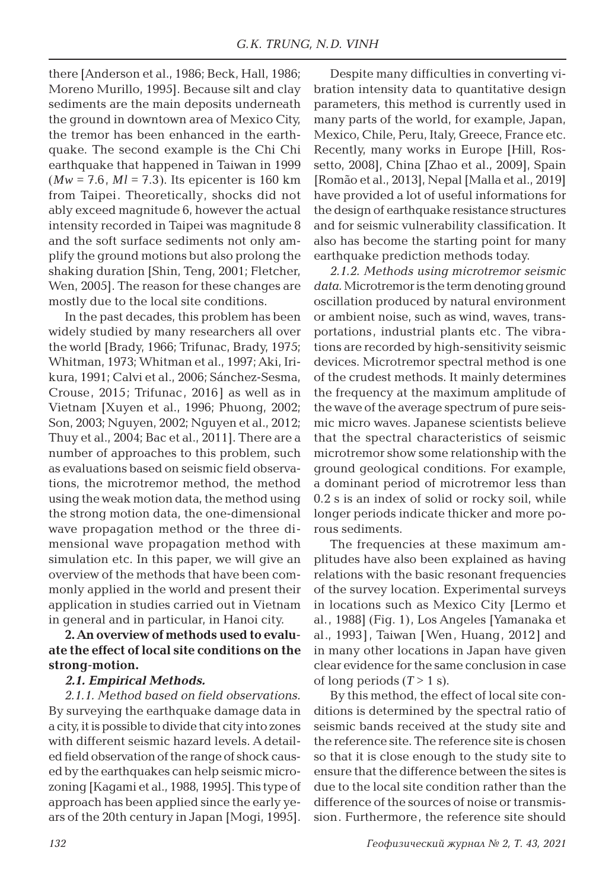there [Anderson et al., 1986; Beck, Hall, 1986; Moreno Murillo, 1995]. Because silt and clay sediments are the main deposits underneath the ground in downtown area of Mexico City, the tremor has been enhanced in the earthquake. The second example is the Chi Chi earthquake that happened in Taiwan in 1999 ($Mw$ = 7.6, $Ml$ = 7.3). Its epicenter is 160 km from Taipei. Theoretically, shocks did not ably exceed magnitude 6, however the actual intensity recorded in Taipei was magnitude 8 and the soft surface sediments not only amplify the ground motions but also prolong the shaking duration [Shin, Teng, 2001; Fletcher, Wen, 2005]. The reason for these changes are mostly due to the local site conditions.

In the past decades, this problem has been widely studied by many researchers all over the world [Brady, 1966; Trifunac, Brady, 1975; Whitman, 1973; Whitman et al., 1997; Aki, Irikura, 1991; Calvi et al., 2006; Sánchez-Sesma, Crouse, 2015; Trifunac, 2016] as well as in Vietnam [Xuyen et al., 1996; Phuong, 2002; Son, 2003; Nguyen, 2002; Nguyen et al., 2012; Thuy et al., 2004; Bac et al., 2011]. There are a number of approaches to this problem, such as evaluations based on seismic field observations, the microtremor method, the method using the weak motion data, the method using the strong motion data, the one-dimensional wave propagation method or the three dimensional wave propagation method with simulation etc. In this paper, we will give an overview of the methods that have been commonly applied in the world and present their application in studies carried out in Vietnam in general and in particular, in Hanoi city.

## 2. An overview of methods used to evaluate the effect of local site conditions on the strong-motion.

### *2.1. Empirical Methods.*

*2.1.1. Method based on field observations.* By surveying the earthquake damage data in a city, it is possible to divide that city into zones with different seismic hazard levels. A detailed field observation of the range of shock caused by the earthquakes can help seismic microzoning [Kagami et al., 1988, 1995]. This type of approach has been applied since the early years of the 20th century in Japan [Mogi, 1995].

Despite many difficulties in converting vibration intensity data to quantitative design parameters, this method is currently used in many parts of the world, for example, Japan, Mexico, Chile, Peru, Italy, Greece, France etc. Recently, many works in Europe [Hill, Rossetto, 2008], China [Zhao et al., 2009], Spain [Romão et al., 2013], Nepal [Malla et al., 2019] have provided a lot of useful informations for the design of earthquake resistance structures and for seismic vulnerability classification. It also has become the starting point for many earthquake prediction methods today.

*2.1.2. Methods using microtremor seismic data.* Microtremor is the term denoting ground oscillation produced by natural environment or ambient noise, such as wind, waves, transportations, industrial plants etc. The vibrations are recorded by high-sensitivity seismic devices. Microtremor spectral method is one of the crudest methods. It mainly determines the frequency at the maximum amplitude of the wave of the average spectrum of pure seismic micro waves. Japanese scientists believe that the spectral characteristics of seismic microtremor show some relationship with the ground geological conditions. For example, a dominant period of microtremor less than 0.2 s is an index of solid or rocky soil, while longer periods indicate thicker and more porous sediments.

The frequencies at these maximum amplitudes have also been explained as having relations with the basic resonant frequencies of the survey location. Experimental surveys in locations such as Mexico City [Lermo et al., 1988] (Fig. 1), Los Angeles [Yamanaka et al., 1993], Taiwan [Wen, Huang, 2012] and in many other locations in Japan have given clear evidence for the same conclusion in case of long periods ($T > 1$ s).

By this method, the effect of local site conditions is determined by the spectral ratio of seismic bands received at the study site and the reference site. The reference site is chosen so that it is close enough to the study site to ensure that the difference between the sites is due to the local site condition rather than the difference of the sources of noise or transmission. Furthermore, the reference site should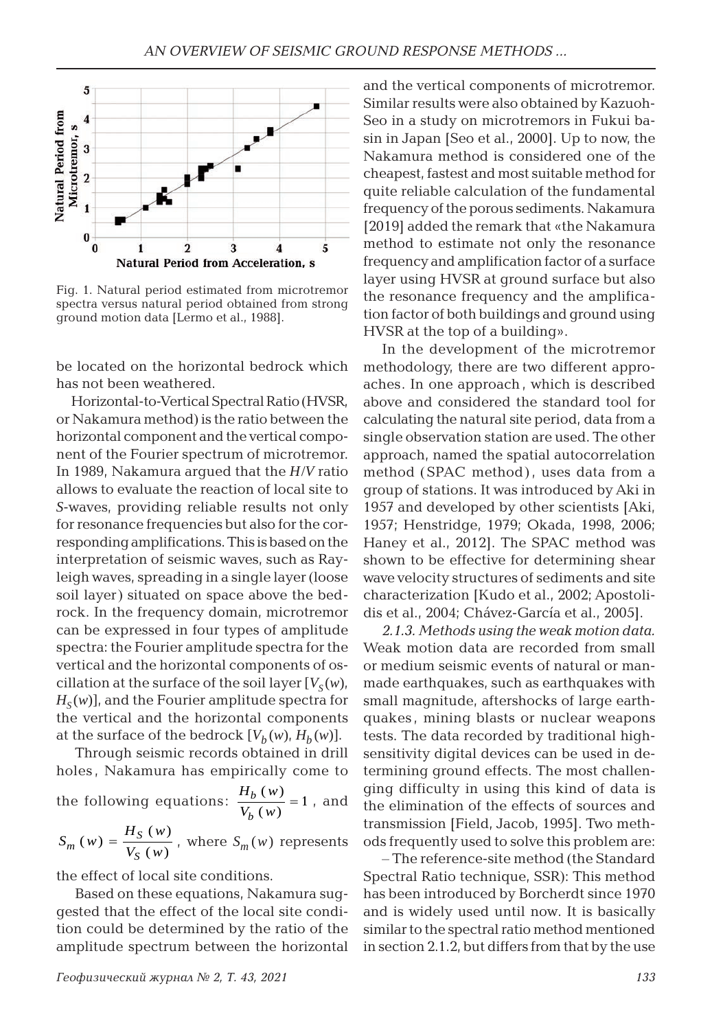Fig. 1. Natural period estimated from microtremor spectra versus natural period obtained from strong ground motion data [Lermo et al., 1988].

be located on the horizontal bedrock which has not been weathered.

Horizontal-to-Vertical Spectral Ratio (HVSR, or Nakamura method) is the ratio between the horizontal component and the vertical component of the Fourier spectrum of microtremor. In 1989, Nakamura argued that the *H*/*V* ratio allows to evaluate the reaction of local site to *S*-waves, providing reliable results not only for resonance frequencies but also for the corresponding amplifications. This is based on the interpretation of seismic waves, such as Rayleigh waves, spreading in a single layer (loose soil layer) situated on space above the bedrock. In the frequency domain, microtremor can be expressed in four types of amplitude spectra: the Fourier amplitude spectra for the vertical and the horizontal components of oscillation at the surface of the soil layer [$V_S(w)$, $H_S(w)$], and the Fourier amplitude spectra for the vertical and the horizontal components at the surface of the bedrock [$V_b(w)$, $H_b(w)$].

Through seismic records obtained in drill holes, Nakamura has empirically come to the following equations: $\frac{H_b(w)}{V_b(w)} = 1$, and $S_m(w) = \frac{H_S(w)}{V_S(w)}$, where $S_m(w)$ represents the effect of local site conditions.

Based on these equations, Nakamura suggested that the effect of the local site condition could be determined by the ratio of the amplitude spectrum between the horizontal and the vertical components of microtremor. Similar results were also obtained by Kazuoh-Seo in a study on microtremors in Fukui basin in Japan [Seo et al., 2000]. Up to now, the Nakamura method is considered one of the cheapest, fastest and most suitable method for quite reliable calculation of the fundamental frequency of the porous sediments. Nakamura [2019] added the remark that «the Nakamura method to estimate not only the resonance frequency and amplification factor of a surface layer using HVSR at ground surface but also the resonance frequency and the amplification factor of both buildings and ground using HVSR at the top of a building».

In the development of the microtremor methodology, there are two different approaches. In one approach, which is described above and considered the standard tool for calculating the natural site period, data from a single observation station are used. The other approach, named the spatial autocorrelation method (SPAC method), uses data from a group of stations. It was introduced by Aki in 1957 and developed by other scientists [Aki, 1957; Henstridge, 1979; Okada, 1998, 2006; Haney et al., 2012]. The SPAC method was shown to be effective for determining shear wave velocity structures of sediments and site characterization [Kudo et al., 2002; Apostolidis et al., 2004; Chávez-García et al., 2005].

*2.1.3. Methods using the weak motion data.* Weak motion data are recorded from small or medium seismic events of natural or man-made earthquakes, such as earthquakes with small magnitude, aftershocks of large earthquakes, mining blasts or nuclear weapons tests. The data recorded by traditional high-sensitivity digital devices can be used in determining ground effects. The most challenging difficulty in using this kind of data is the elimination of the effects of sources and transmission [Field, Jacob, 1995]. Two methods frequently used to solve this problem are:

– The reference-site method (the Standard Spectral Ratio technique, SSR): This method has been introduced by Borcherdt since 1970 and is widely used until now. It is basically similar to the spectral ratio method mentioned in section 2.1.2, but differs from that by the use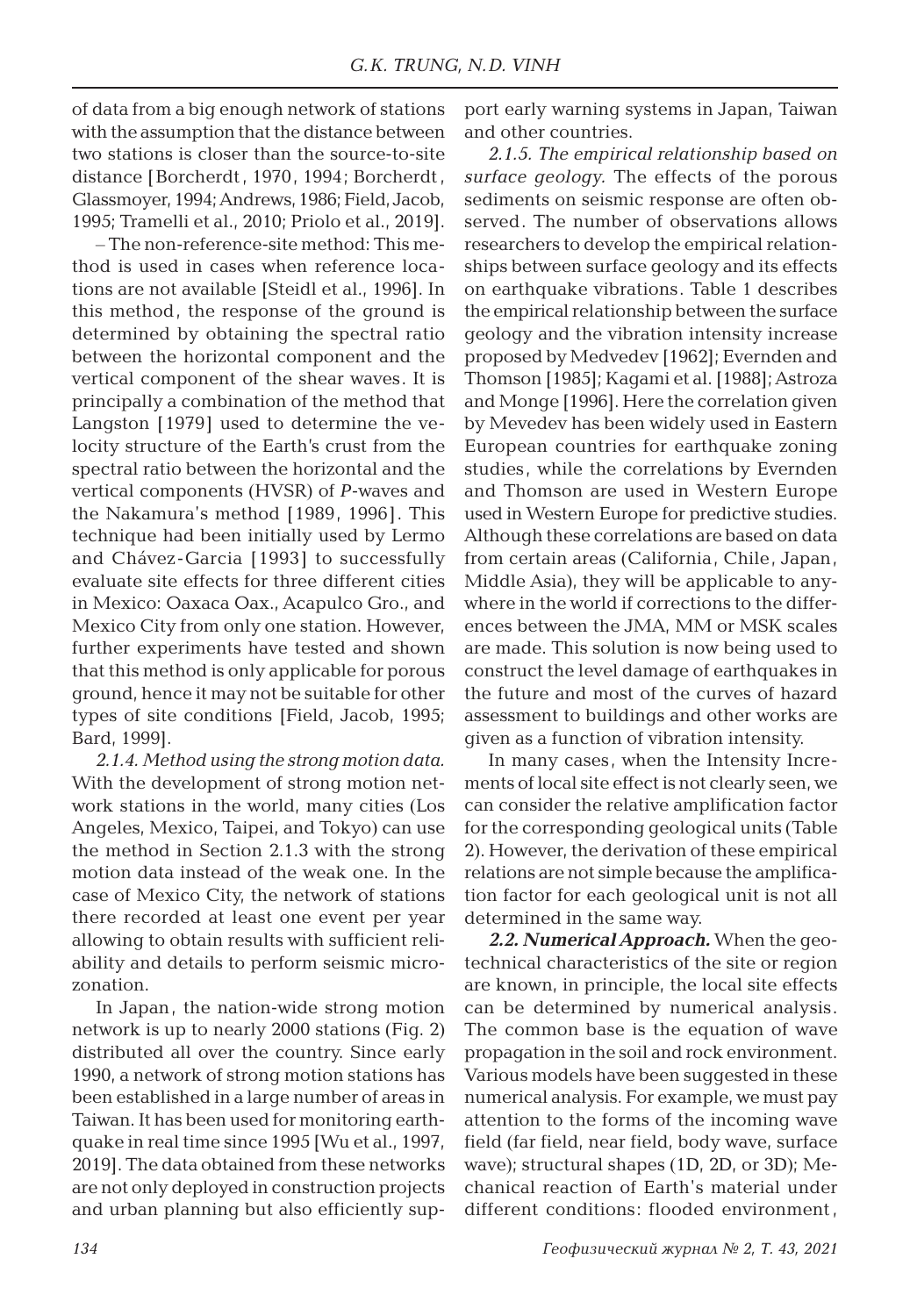of data from a big enough network of stations with the assumption that the distance between two stations is closer than the source-to-site distance [Borcherdt, 1970, 1994; Borcherdt, Glassmoyer, 1994; Andrews, 1986; Field, Jacob, 1995; Tramelli et al., 2010; Priolo et al., 2019].

– The non-reference-site method: This method is used in cases when reference locations are not available [Steidl et al., 1996]. In this method, the response of the ground is determined by obtaining the spectral ratio between the horizontal component and the vertical component of the shear waves. It is principally a combination of the method that Langston [1979] used to determine the velocity structure of the Earth's crust from the spectral ratio between the horizontal and the vertical components (HVSR) of *P*-waves and the Nakamura's method [1989, 1996]. This technique had been initially used by Lermo and Chávez-Garcia [1993] to successfully evaluate site effects for three different cities in Mexico: Oaxaca Oax., Acapulco Gro., and Mexico City from only one station. However, further experiments have tested and shown that this method is only applicable for porous ground, hence it may not be suitable for other types of site conditions [Field, Jacob, 1995; Bard, 1999].

*2.1.4. Method using the strong motion data.* With the development of strong motion network stations in the world, many cities (Los Angeles, Mexico, Taipei, and Tokyo) can use the method in Section 2.1.3 with the strong motion data instead of the weak one. In the case of Mexico City, the network of stations there recorded at least one event per year allowing to obtain results with sufficient reliability and details to perform seismic microzonation.

In Japan, the nation-wide strong motion network is up to nearly 2000 stations (Fig. 2) distributed all over the country. Since early 1990, a network of strong motion stations has been established in a large number of areas in Taiwan. It has been used for monitoring earthquake in real time since 1995 [Wu et al., 1997, 2019]. The data obtained from these networks are not only deployed in construction projects and urban planning but also efficiently support early warning systems in Japan, Taiwan and other countries.

*2.1.5. The empirical relationship based on surface geology.* The effects of the porous sediments on seismic response are often observed. The number of observations allows researchers to develop the empirical relationships between surface geology and its effects on earthquake vibrations. Table 1 describes the empirical relationship between the surface geology and the vibration intensity increase proposed by Medvedev [1962]; Evernden and Thomson [1985]; Kagami et al. [1988]; Astroza and Monge [1996]. Here the correlation given by Mevedev has been widely used in Eastern European countries for earthquake zoning studies, while the correlations by Evernden and Thomson are used in Western Europe used in Western Europe for predictive studies. Although these correlations are based on data from certain areas (California, Chile, Japan, Middle Asia), they will be applicable to anywhere in the world if corrections to the differences between the JMA, MM or MSK scales are made. This solution is now being used to construct the level damage of earthquakes in the future and most of the curves of hazard assessment to buildings and other works are given as a function of vibration intensity.

In many cases, when the Intensity Increments of local site effect is not clearly seen, we can consider the relative amplification factor for the corresponding geological units (Table 2). However, the derivation of these empirical relations are not simple because the amplification factor for each geological unit is not all determined in the same way.

***2.2. Numerical Approach.*** When the geotechnical characteristics of the site or region are known, in principle, the local site effects can be determined by numerical analysis. The common base is the equation of wave propagation in the soil and rock environment. Various models have been suggested in these numerical analysis. For example, we must pay attention to the forms of the incoming wave field (far field, near field, body wave, surface wave); structural shapes (1D, 2D, or 3D); Mechanical reaction of Earth's material under different conditions: flooded environment,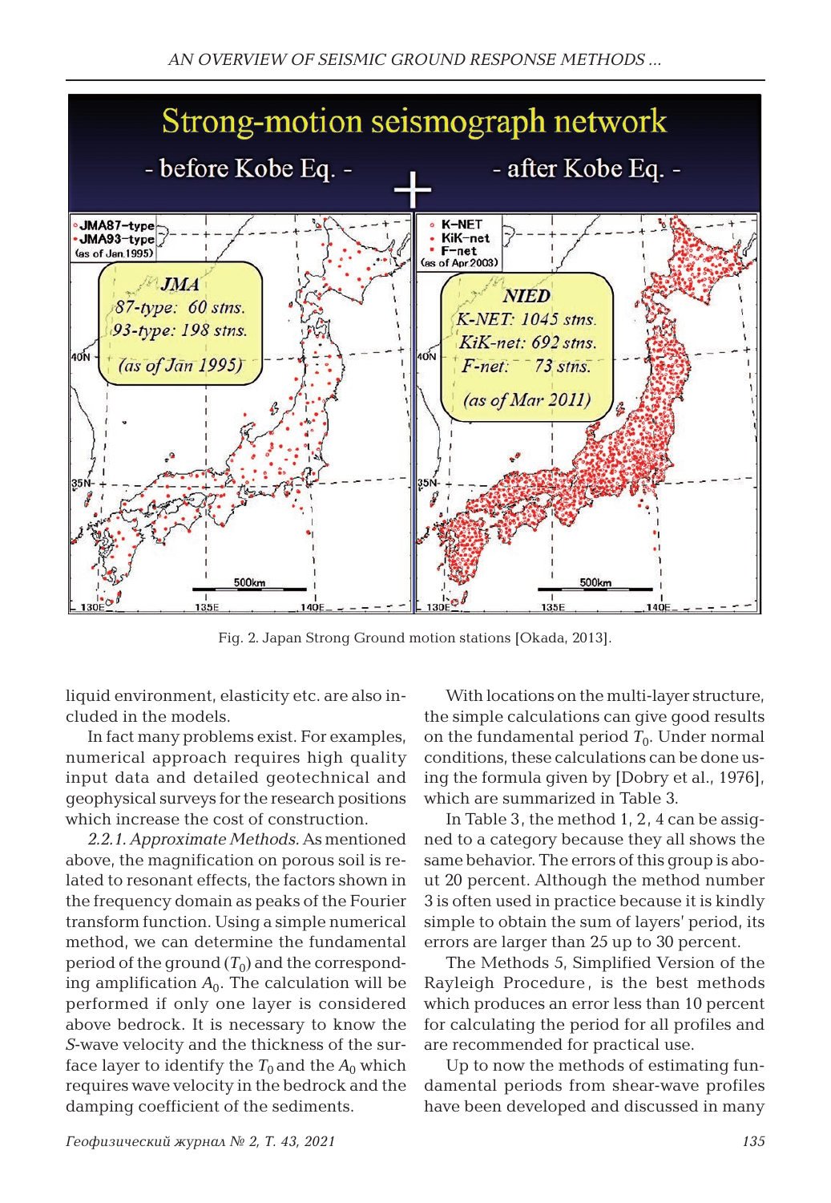Fig. 2. Japan Strong Ground motion stations [Okada, 2013].

liquid environment, elasticity etc. are also included in the models.

In fact many problems exist. For examples, numerical approach requires high quality input data and detailed geotechnical and geophysical surveys for the research positions which increase the cost of construction.

*2.2.1. Approximate Methods.* As mentioned above, the magnification on porous soil is related to resonant effects, the factors shown in the frequency domain as peaks of the Fourier transform function. Using a simple numerical method, we can determine the fundamental period of the ground ($T_0$) and the corresponding amplification $A_0$. The calculation will be performed if only one layer is considered above bedrock. It is necessary to know the *S*-wave velocity and the thickness of the surface layer to identify the $T_0$ and the $A_0$ which requires wave velocity in the bedrock and the damping coefficient of the sediments.

With locations on the multi-layer structure, the simple calculations can give good results on the fundamental period $T_0$. Under normal conditions, these calculations can be done using the formula given by [Dobry et al., 1976], which are summarized in Table 3.

In Table 3, the method 1, 2, 4 can be assigned to a category because they all shows the same behavior. The errors of this group is about 20 percent. Although the method number 3 is often used in practice because it is kindly simple to obtain the sum of layers' period, its errors are larger than 25 up to 30 percent.

The Methods 5, Simplified Version of the Rayleigh Procedure, is the best methods which produces an error less than 10 percent for calculating the period for all profiles and are recommended for practical use.

Up to now the methods of estimating fundamental periods from shear-wave profiles have been developed and discussed in many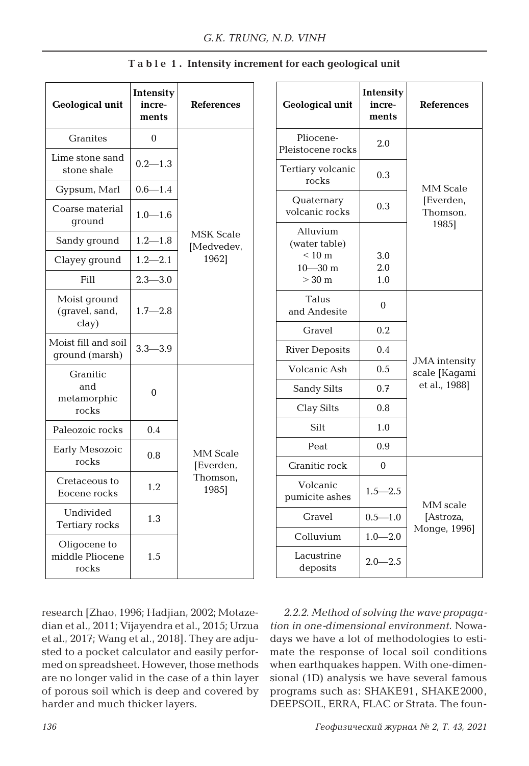**Table 1. Intensity increment for each geological unit**

| Geological unit | Intensity increments | References |
|---|---|---|
| Granites | 0 | MSK Scale [Medvedev, 1962] |
| Lime stone sand stone shale | 0.2—1.3 | |
| Gypsum, Marl | 0.6—1.4 | |
| Coarse material ground | 1.0—1.6 | |
| Sandy ground | 1.2—1.8 | |
| Clayey ground | 1.2—2.1 | |
| Fill | 2.3—3.0 | |
| Moist ground (gravel, sand, clay) | 1.7—2.8 | |
| Moist fill and soil ground (marsh) | 3.3—3.9 | |
| Granitic and metamorphic rocks | 0 | MM Scale [Everden, Thomson, 1985] |
| Paleozoic rocks | 0.4 | |
| Early Mesozoic rocks | 0.8 | |
| Cretaceous to Eocene rocks | 1.2 | |
| Undivided Tertiary rocks | 1.3 | |
| Oligocene to middle Pliocene rocks | 1.5 | |
| Pliocene-Pleistocene rocks | 2.0 | MM Scale [Everden, Thomson, 1985] |
| Tertiary volcanic rocks | 0.3 | |
| Quaternary volcanic rocks | 0.3 | |
| Alluvium (water table) < 10 m; 10—30 m; > 30 m | 3.0; 2.0; 1.0 | |
| Talus and Andesite | 0 | JMA intensity scale [Kagami et al., 1988] |
| Gravel | 0.2 | |
| River Deposits | 0.4 | |
| Volcanic Ash | 0.5 | |
| Sandy Silts | 0.7 | |
| Clay Silts | 0.8 | |
| Silt | 1.0 | |
| Peat | 0.9 | |
| Granitic rock | 0 | MM scale [Astroza, Monge, 1996] |
| Volcanic pumicite ashes | 1.5—2.5 | |
| Gravel | 0.5—1.0 | |
| Colluvium | 1.0—2.0 | |
| Lacustrine deposits | 2.0—2.5 | |

research [Zhao, 1996; Hadjian, 2002; Motazedian et al., 2011; Vijayendra et al., 2015; Urzua et al., 2017; Wang et al., 2018]. They are adjusted to a pocket calculator and easily performed on spreadsheet. However, those methods are no longer valid in the case of a thin layer of porous soil which is deep and covered by harder and much thicker layers.

*2.2.2. Method of solving the wave propagation in one-dimensional environment.* Nowadays we have a lot of methodologies to estimate the response of local soil conditions when earthquakes happen. With one-dimensional (1D) analysis we have several famous programs such as: SHAKE91, SHAKE2000, DEEPSOIL, ERRA, FLAC or Strata. The foun-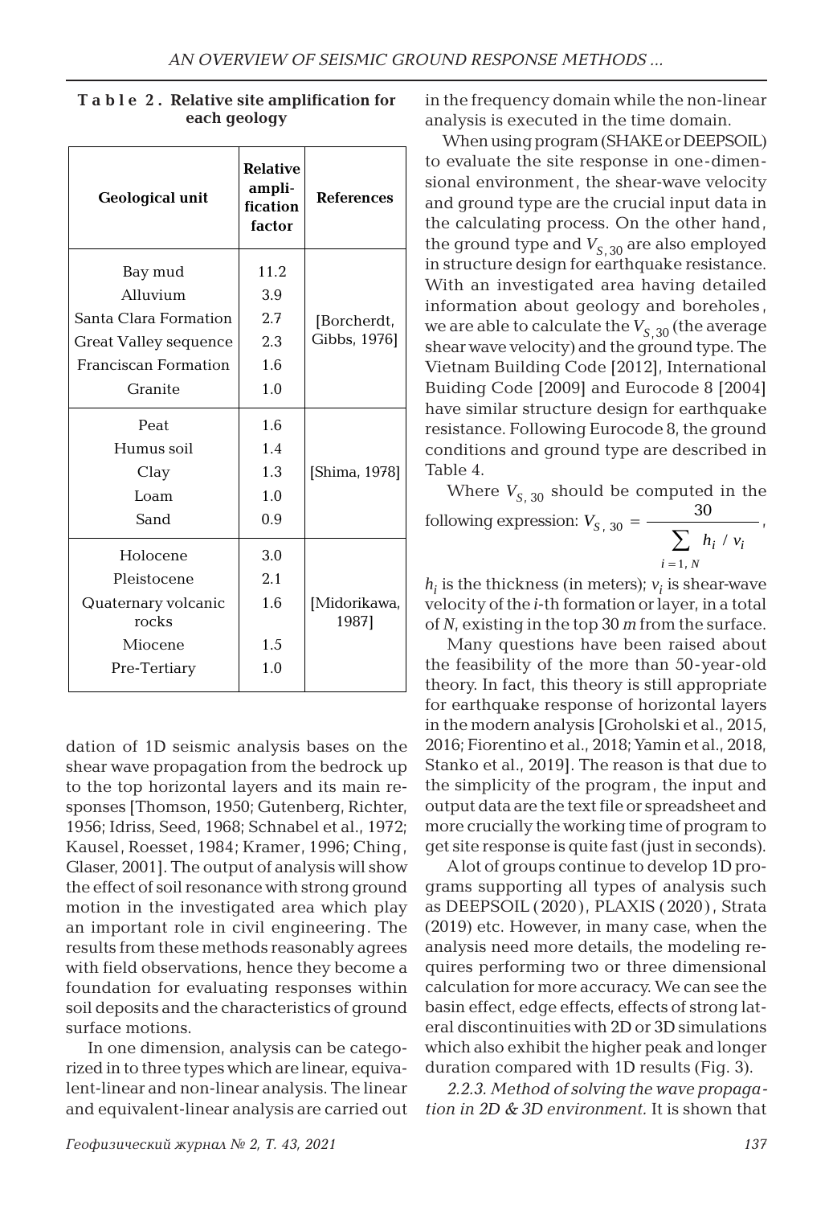**Table 2. Relative site amplification for each geology**

| Geological unit | Relative amplification factor | References |
|---|---|---|
| Bay mud | 11.2 | [Borcherdt, Gibbs, 1976] |
| Alluvium | 3.9 | |
| Santa Clara Formation | 2.7 | |
| Great Valley sequence | 2.3 | |
| Franciscan Formation | 1.6 | |
| Granite | 1.0 | |
| Peat | 1.6 | [Shima, 1978] |
| Humus soil | 1.4 | |
| Clay | 1.3 | |
| Loam | 1.0 | |
| Sand | 0.9 | |
| Holocene | 3.0 | [Midorikawa, 1987] |
| Pleistocene | 2.1 | |
| Quaternary volcanic rocks | 1.6 | |
| Miocene | 1.5 | |
| Pre-Tertiary | 1.0 | |

dation of 1D seismic analysis bases on the shear wave propagation from the bedrock up to the top horizontal layers and its main responses [Thomson, 1950; Gutenberg, Richter, 1956; Idriss, Seed, 1968; Schnabel et al., 1972; Kausel, Roesset, 1984; Kramer, 1996; Ching, Glaser, 2001]. The output of analysis will show the effect of soil resonance with strong ground motion in the investigated area which play an important role in civil engineering. The results from these methods reasonably agrees with field observations, hence they become a foundation for evaluating responses within soil deposits and the characteristics of ground surface motions.

In one dimension, analysis can be categorized in to three types which are linear, equivalent-linear and non-linear analysis. The linear and equivalent-linear analysis are carried out in the frequency domain while the non-linear analysis is executed in the time domain.

When using program (SHAKE or DEEPSOIL) to evaluate the site response in one-dimensional environment, the shear-wave velocity and ground type are the crucial input data in the calculating process. On the other hand, the ground type and $V_{S,30}$ are also employed in structure design for earthquake resistance. With an investigated area having detailed information about geology and boreholes, we are able to calculate the $V_{S,30}$ (the average shear wave velocity) and the ground type. The Vietnam Building Code [2012], International Buiding Code [2009] and Eurocode 8 [2004] have similar structure design for earthquake resistance. Following Eurocode 8, the ground conditions and ground type are described in Table 4.

Where $V_{S,30}$ should be computed in the following expression: $V_{S,30} = \dfrac{30}{\sum_{i=1,N} h_i / v_i}$,

$h_i$ is the thickness (in meters); $v_i$ is shear-wave velocity of the $i$-th formation or layer, in a total of $N$, existing in the top 30 *m* from the surface.

Many questions have been raised about the feasibility of the more than 50-year-old theory. In fact, this theory is still appropriate for earthquake response of horizontal layers in the modern analysis [Groholski et al., 2015, 2016; Fiorentino et al., 2018; Yamin et al., 2018, Stanko et al., 2019]. The reason is that due to the simplicity of the program, the input and output data are the text file or spreadsheet and more crucially the working time of program to get site response is quite fast (just in seconds).

A lot of groups continue to develop 1D programs supporting all types of analysis such as DEEPSOIL (2020), PLAXIS (2020), Strata (2019) etc. However, in many case, when the analysis need more details, the modeling requires performing two or three dimensional calculation for more accuracy. We can see the basin effect, edge effects, effects of strong lateral discontinuities with 2D or 3D simulations which also exhibit the higher peak and longer duration compared with 1D results (Fig. 3).

*2.2.3. Method of solving the wave propagation in 2D & 3D environment.* It is shown that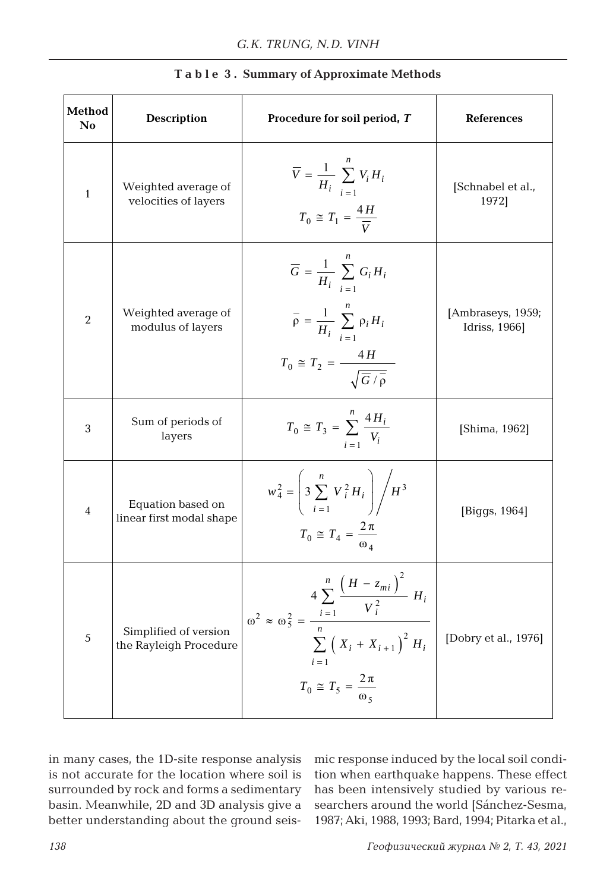**Table 3. Summary of Approximate Methods**

| Method No | Description | Procedure for soil period, $T$ | References |
|---|---|---|---|
| 1 | Weighted average of velocities of layers | $\overline{V} = \frac{1}{H_i} \sum_{i=1}^{n} V_i H_i$ <br> $T_0 \cong T_1 = \frac{4H}{\overline{V}}$ | [Schnabel et al., 1972] |
| 2 | Weighted average of modulus of layers | $\overline{G} = \frac{1}{H_i} \sum_{i=1}^{n} G_i H_i$ <br> $\overline{\rho} = \frac{1}{H_i} \sum_{i=1}^{n} \rho_i H_i$ <br> $T_0 \cong T_2 = \frac{4H}{\sqrt{\overline{G}/\overline{\rho}}}$ | [Ambraseys, 1959; Idriss, 1966] |
| 3 | Sum of periods of layers | $T_0 \cong T_3 = \sum_{i=1}^{n} \frac{4H_i}{V_i}$ | [Shima, 1962] |
| 4 | Equation based on linear first modal shape | $w_4^2 = \left( 3 \sum_{i=1}^{n} V_i^2 H_i \right) \Big/ H^3$ <br> $T_0 \cong T_4 = \frac{2\pi}{\omega_4}$ | [Biggs, 1964] |
| 5 | Simplified of version the Rayleigh Procedure | $\omega^2 \approx \omega_5^2 = \frac{4 \sum_{i=1}^{n} \frac{\left( H - z_{mi} \right)^2}{V_i^2} H_i}{\sum_{i=1}^{n} \left( X_i + X_{i+1} \right)^2 H_i}$ <br> $T_0 \cong T_5 = \frac{2\pi}{\omega_5}$ | [Dobry et al., 1976] |

in many cases, the 1D-site response analysis is not accurate for the location where soil is surrounded by rock and forms a sedimentary basin. Meanwhile, 2D and 3D analysis give a better understanding about the ground seismic response induced by the local soil condition when earthquake happens. These effect has been intensively studied by various researchers around the world [Sánchez-Sesma, 1987; Aki, 1988, 1993; Bard, 1994; Pitarka et al.,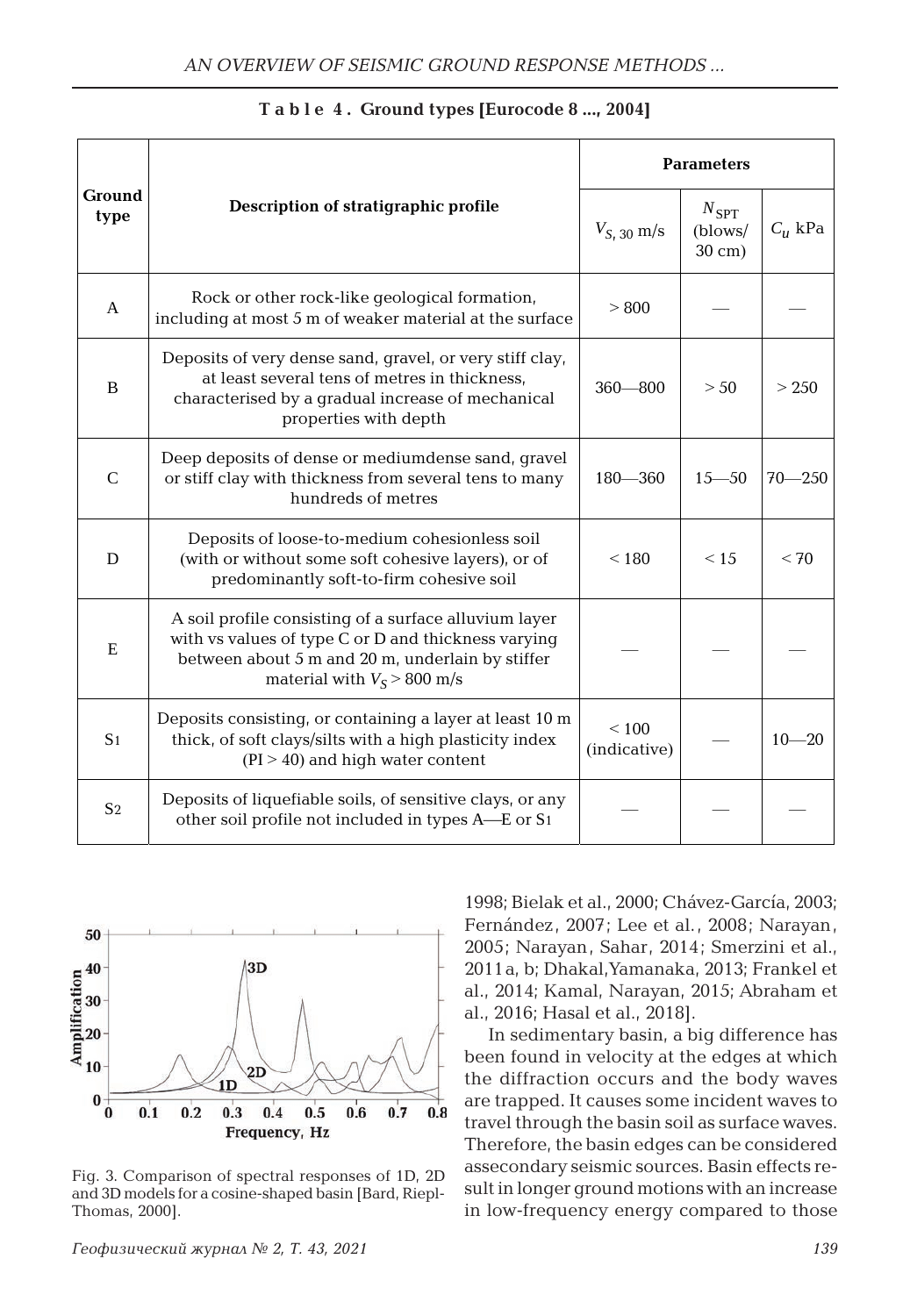**Table 4. Ground types [Eurocode 8 ..., 2004]**

| Ground type | Description of stratigraphic profile | Parameters | | |
|---|---|---|---|---|
| | | $V_{S,30}$ m/s | $N_{SPT}$ (blows/ 30 cm) | $C_u$ kPa |
| A | Rock or other rock-like geological formation, including at most 5 m of weaker material at the surface | > 800 | — | — |
| B | Deposits of very dense sand, gravel, or very stiff clay, at least several tens of metres in thickness, characterised by a gradual increase of mechanical properties with depth | 360—800 | > 50 | > 250 |
| C | Deep deposits of dense or mediumdense sand, gravel or stiff clay with thickness from several tens to many hundreds of metres | 180—360 | 15—50 | 70—250 |
| D | Deposits of loose-to-medium cohesionless soil (with or without some soft cohesive layers), or of predominantly soft-to-firm cohesive soil | < 180 | < 15 | < 70 |
| E | A soil profile consisting of a surface alluvium layer with vs values of type C or D and thickness varying between about 5 m and 20 m, underlain by stiffer material with $V_S$ > 800 m/s | — | — | — |
| S1 | Deposits consisting, or containing a layer at least 10 m thick, of soft clays/silts with a high plasticity index (PI > 40) and high water content | < 100 (indicative) | — | 10—20 |
| S2 | Deposits of liquefiable soils, of sensitive clays, or any other soil profile not included in types A—E or S1 | — | — | — |

Fig. 3. Comparison of spectral responses of 1D, 2D and 3D models for a cosine-shaped basin [Bard, Riepl-Thomas, 2000].

1998; Bielak et al., 2000; Chávez-García, 2003; Fernández, 2007; Lee et al., 2008; Narayan, 2005; Narayan, Sahar, 2014; Smerzini et al., 2011a, b; Dhakal,Yamanaka, 2013; Frankel et al., 2014; Kamal, Narayan, 2015; Abraham et al., 2016; Hasal et al., 2018].

In sedimentary basin, a big difference has been found in velocity at the edges at which the diffraction occurs and the body waves are trapped. It causes some incident waves to travel through the basin soil as surface waves. Therefore, the basin edges can be considered assecondary seismic sources. Basin effects result in longer ground motions with an increase in low-frequency energy compared to those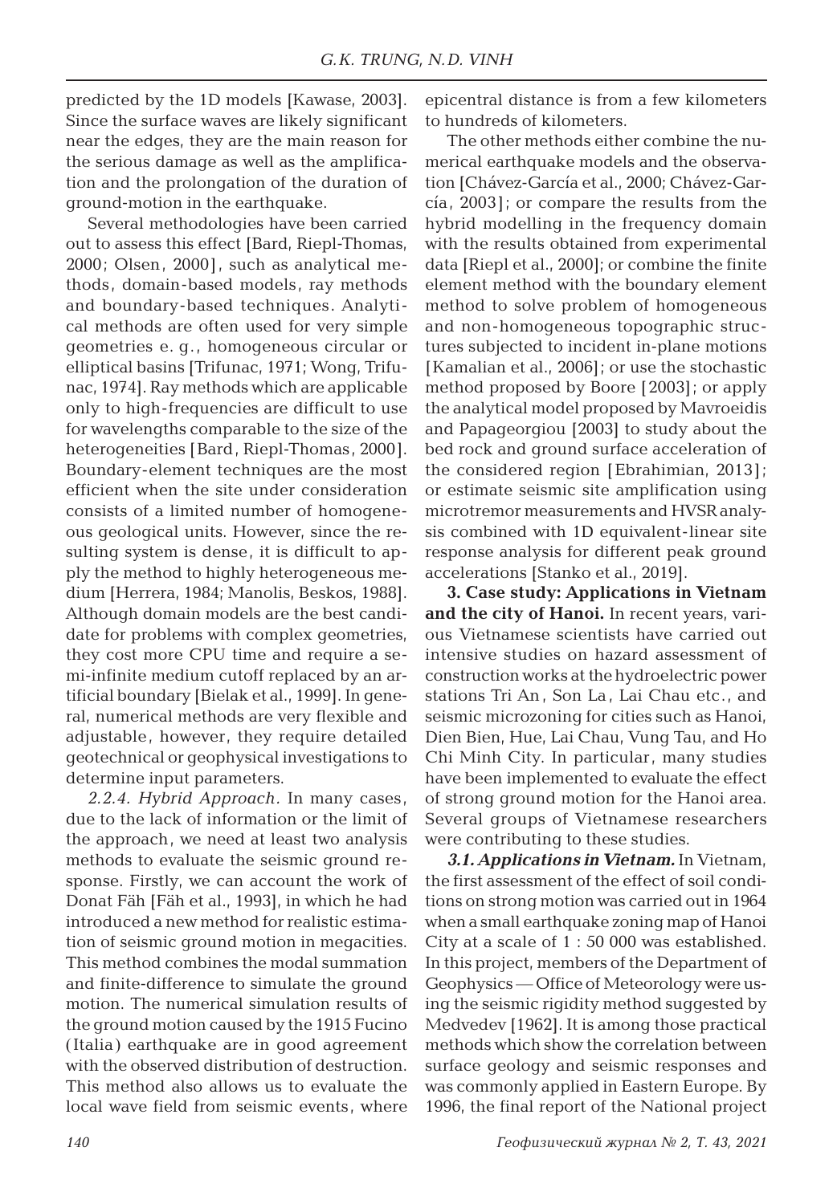predicted by the 1D models [Kawase, 2003]. Since the surface waves are likely significant near the edges, they are the main reason for the serious damage as well as the amplification and the prolongation of the duration of ground-motion in the earthquake.

Several methodologies have been carried out to assess this effect [Bard, Riepl-Thomas, 2000; Olsen, 2000], such as analytical methods, domain-based models, ray methods and boundary-based techniques. Analytical methods are often used for very simple geometries e. g., homogeneous circular or elliptical basins [Trifunac, 1971; Wong, Trifunac, 1974]. Ray methods which are applicable only to high-frequencies are difficult to use for wavelengths comparable to the size of the heterogeneities [Bard, Riepl-Thomas, 2000]. Boundary-element techniques are the most efficient when the site under consideration consists of a limited number of homogeneous geological units. However, since the resulting system is dense, it is difficult to apply the method to highly heterogeneous medium [Herrera, 1984; Manolis, Beskos, 1988]. Although domain models are the best candidate for problems with complex geometries, they cost more CPU time and require a semi-infinite medium cutoff replaced by an artificial boundary [Bielak et al., 1999]. In general, numerical methods are very flexible and adjustable, however, they require detailed geotechnical or geophysical investigations to determine input parameters.

*2.2.4. Hybrid Approach.* In many cases, due to the lack of information or the limit of the approach, we need at least two analysis methods to evaluate the seismic ground response. Firstly, we can account the work of Donat Fäh [Fäh et al., 1993], in which he had introduced a new method for realistic estimation of seismic ground motion in megacities. This method combines the modal summation and finite-difference to simulate the ground motion. The numerical simulation results of the ground motion caused by the 1915 Fucino (Italia) earthquake are in good agreement with the observed distribution of destruction. This method also allows us to evaluate the local wave field from seismic events, where epicentral distance is from a few kilometers to hundreds of kilometers.

The other methods either combine the numerical earthquake models and the observation [Chávez-García et al., 2000; Chávez-García, 2003]; or compare the results from the hybrid modelling in the frequency domain with the results obtained from experimental data [Riepl et al., 2000]; or combine the finite element method with the boundary element method to solve problem of homogeneous and non-homogeneous topographic structures subjected to incident in-plane motions [Kamalian et al., 2006]; or use the stochastic method proposed by Boore [2003]; or apply the analytical model proposed by Mavroeidis and Papageorgiou [2003] to study about the bed rock and ground surface acceleration of the considered region [Ebrahimian, 2013]; or estimate seismic site amplification using microtremor measurements and HVSR analysis combined with 1D equivalent-linear site response analysis for different peak ground accelerations [Stanko et al., 2019].

**3. Case study: Applications in Vietnam and the city of Hanoi.** In recent years, various Vietnamese scientists have carried out intensive studies on hazard assessment of construction works at the hydroelectric power stations Tri An, Son La, Lai Chau etc., and seismic microzoning for cities such as Hanoi, Dien Bien, Hue, Lai Chau, Vung Tau, and Ho Chi Minh City. In particular, many studies have been implemented to evaluate the effect of strong ground motion for the Hanoi area. Several groups of Vietnamese researchers were contributing to these studies.

***3.1. Applications in Vietnam.*** In Vietnam, the first assessment of the effect of soil conditions on strong motion was carried out in 1964 when a small earthquake zoning map of Hanoi City at a scale of 1 : 50 000 was established. In this project, members of the Department of Geophysics — Office of Meteorology were using the seismic rigidity method suggested by Medvedev [1962]. It is among those practical methods which show the correlation between surface geology and seismic responses and was commonly applied in Eastern Europe. By 1996, the final report of the National project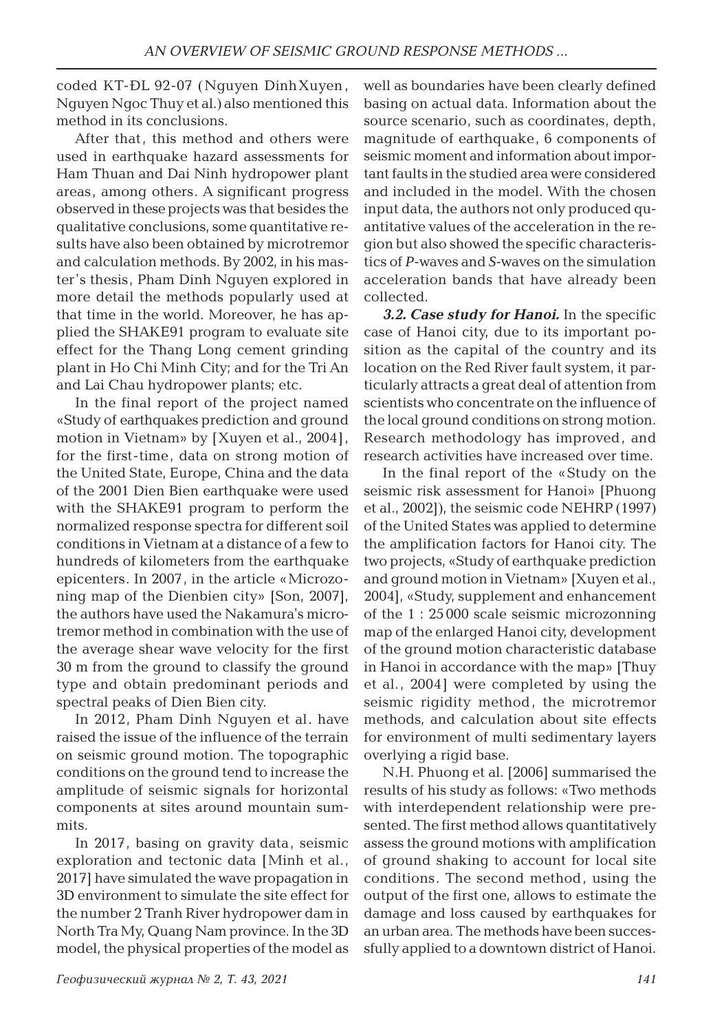coded KT-ĐL 92-07 (Nguyen Dinh Xuyen, Nguyen Ngoc Thuy et al.) also mentioned this method in its conclusions.

After that, this method and others were used in earthquake hazard assessments for Ham Thuan and Dai Ninh hydropower plant areas, among others. A significant progress observed in these projects was that besides the qualitative conclusions, some quantitative results have also been obtained by microtremor and calculation methods. By 2002, in his master's thesis, Pham Dinh Nguyen explored in more detail the methods popularly used at that time in the world. Moreover, he has applied the SHAKE91 program to evaluate site effect for the Thang Long cement grinding plant in Ho Chi Minh City; and for the Tri An and Lai Chau hydropower plants; etc.

In the final report of the project named «Study of earthquakes prediction and ground motion in Vietnam» by [Xuyen et al., 2004], for the first-time, data on strong motion of the United State, Europe, China and the data of the 2001 Dien Bien earthquake were used with the SHAKE91 program to perform the normalized response spectra for different soil conditions in Vietnam at a distance of a few to hundreds of kilometers from the earthquake epicenters. In 2007, in the article «Microzoning map of the Dienbien city» [Son, 2007], the authors have used the Nakamura's microtremor method in combination with the use of the average shear wave velocity for the first 30 m from the ground to classify the ground type and obtain predominant periods and spectral peaks of Dien Bien city.

In 2012, Pham Dinh Nguyen et al. have raised the issue of the influence of the terrain on seismic ground motion. The topographic conditions on the ground tend to increase the amplitude of seismic signals for horizontal components at sites around mountain summits.

In 2017, basing on gravity data, seismic exploration and tectonic data [Minh et al., 2017] have simulated the wave propagation in 3D environment to simulate the site effect for the number 2 Tranh River hydropower dam in North Tra My, Quang Nam province. In the 3D model, the physical properties of the model as well as boundaries have been clearly defined basing on actual data. Information about the source scenario, such as coordinates, depth, magnitude of earthquake, 6 components of seismic moment and information about important faults in the studied area were considered and included in the model. With the chosen input data, the authors not only produced quantitative values of the acceleration in the region but also showed the specific characteristics of *P*-waves and *S*-waves on the simulation acceleration bands that have already been collected.

***3.2. Case study for Hanoi.*** In the specific case of Hanoi city, due to its important position as the capital of the country and its location on the Red River fault system, it particularly attracts a great deal of attention from scientists who concentrate on the influence of the local ground conditions on strong motion. Research methodology has improved, and research activities have increased over time.

In the final report of the «Study on the seismic risk assessment for Hanoi» [Phuong et al., 2002]), the seismic code NEHRP (1997) of the United States was applied to determine the amplification factors for Hanoi city. The two projects, «Study of earthquake prediction and ground motion in Vietnam» [Xuyen et al., 2004], «Study, supplement and enhancement of the 1 : 25 000 scale seismic microzonning map of the enlarged Hanoi city, development of the ground motion characteristic database in Hanoi in accordance with the map» [Thuy et al., 2004] were completed by using the seismic rigidity method, the microtremor methods, and calculation about site effects for environment of multi sedimentary layers overlying a rigid base.

N.H. Phuong et al. [2006] summarised the results of his study as follows: «Two methods with interdependent relationship were presented. The first method allows quantitatively assess the ground motions with amplification of ground shaking to account for local site conditions. The second method, using the output of the first one, allows to estimate the damage and loss caused by earthquakes for an urban area. The methods have been successfully applied to a downtown district of Hanoi.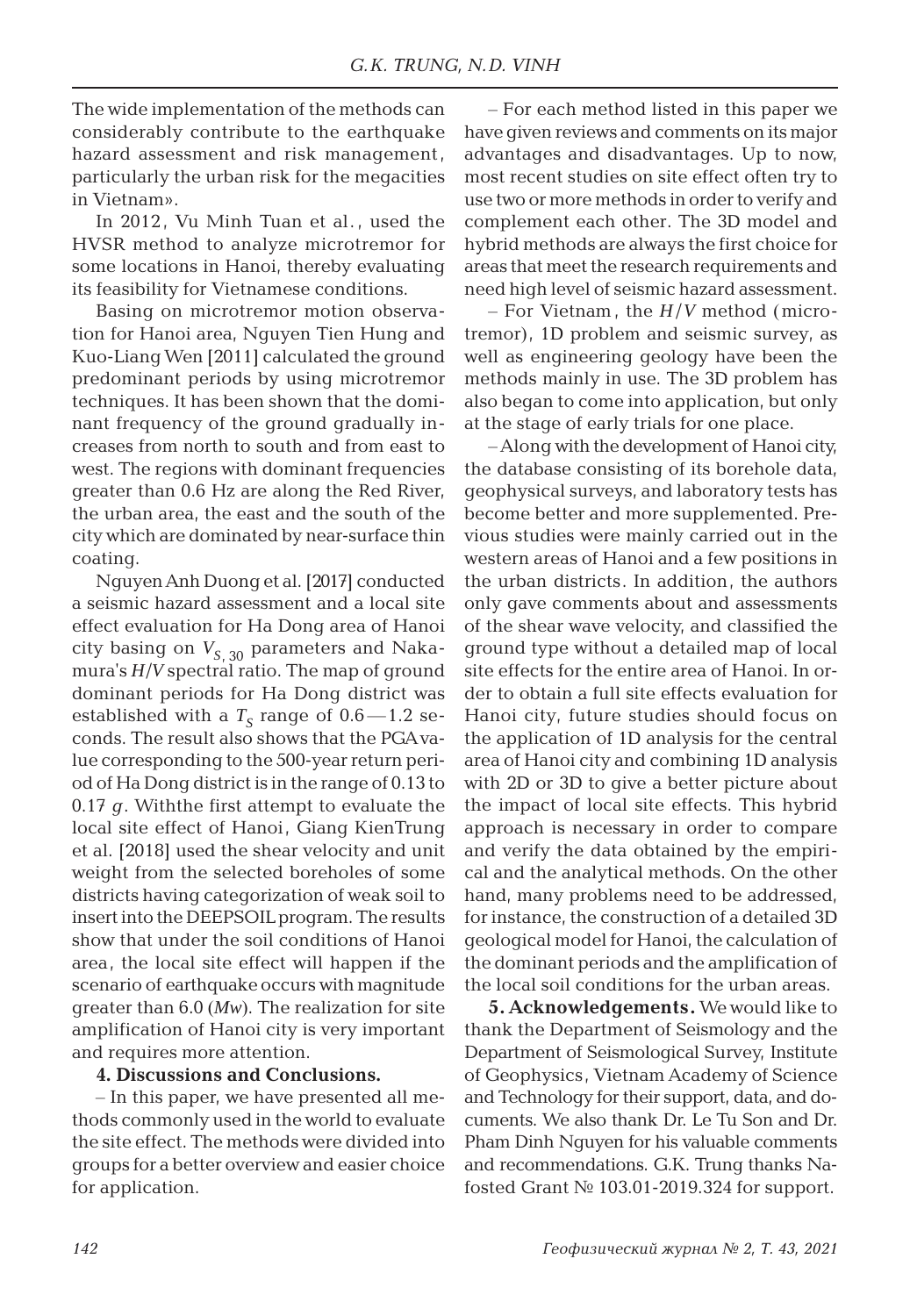The wide implementation of the methods can considerably contribute to the earthquake hazard assessment and risk management, particularly the urban risk for the megacities in Vietnam».

In 2012, Vu Minh Tuan et al., used the HVSR method to analyze microtremor for some locations in Hanoi, thereby evaluating its feasibility for Vietnamese conditions.

Basing on microtremor motion observation for Hanoi area, Nguyen Tien Hung and Kuo-Liang Wen [2011] calculated the ground predominant periods by using microtremor techniques. It has been shown that the dominant frequency of the ground gradually increases from north to south and from east to west. The regions with dominant frequencies greater than 0.6 Hz are along the Red River, the urban area, the east and the south of the city which are dominated by near-surface thin coating.

Nguyen Anh Duong et al. [2017] conducted a seismic hazard assessment and a local site effect evaluation for Ha Dong area of Hanoi city basing on $V_{S,30}$ parameters and Nakamura's *H*/*V* spectral ratio. The map of ground dominant periods for Ha Dong district was established with a $T_S$ range of 0.6—1.2 seconds. The result also shows that the PGA value corresponding to the 500-year return period of Ha Dong district is in the range of 0.13 to 0.17 *g*. Withthe first attempt to evaluate the local site effect of Hanoi, Giang KienTrung et al. [2018] used the shear velocity and unit weight from the selected boreholes of some districts having categorization of weak soil to insert into the DEEPSOIL program. The results show that under the soil conditions of Hanoi area, the local site effect will happen if the scenario of earthquake occurs with magnitude greater than 6.0 (*Mw*). The realization for site amplification of Hanoi city is very important and requires more attention.

**4. Discussions and Conclusions.**

– In this paper, we have presented all methods commonly used in the world to evaluate the site effect. The methods were divided into groups for a better overview and easier choice for application.

– For each method listed in this paper we have given reviews and comments on its major advantages and disadvantages. Up to now, most recent studies on site effect often try to use two or more methods in order to verify and complement each other. The 3D model and hybrid methods are always the first choice for areas that meet the research requirements and need high level of seismic hazard assessment.

– For Vietnam, the *H*/*V* method (microtremor), 1D problem and seismic survey, as well as engineering geology have been the methods mainly in use. The 3D problem has also began to come into application, but only at the stage of early trials for one place.

– Along with the development of Hanoi city, the database consisting of its borehole data, geophysical surveys, and laboratory tests has become better and more supplemented. Previous studies were mainly carried out in the western areas of Hanoi and a few positions in the urban districts. In addition, the authors only gave comments about and assessments of the shear wave velocity, and classified the ground type without a detailed map of local site effects for the entire area of Hanoi. In order to obtain a full site effects evaluation for Hanoi city, future studies should focus on the application of 1D analysis for the central area of Hanoi city and combining 1D analysis with 2D or 3D to give a better picture about the impact of local site effects. This hybrid approach is necessary in order to compare and verify the data obtained by the empirical and the analytical methods. On the other hand, many problems need to be addressed, for instance, the construction of a detailed 3D geological model for Hanoi, the calculation of the dominant periods and the amplification of the local soil conditions for the urban areas.

**5. Acknowledgements.** We would like to thank the Department of Seismology and the Department of Seismological Survey, Institute of Geophysics, Vietnam Academy of Science and Technology for their support, data, and documents. We also thank Dr. Le Tu Son and Dr. Pham Dinh Nguyen for his valuable comments and recommendations. G.K. Trung thanks Nafosted Grant № 103.01-2019.324 for support.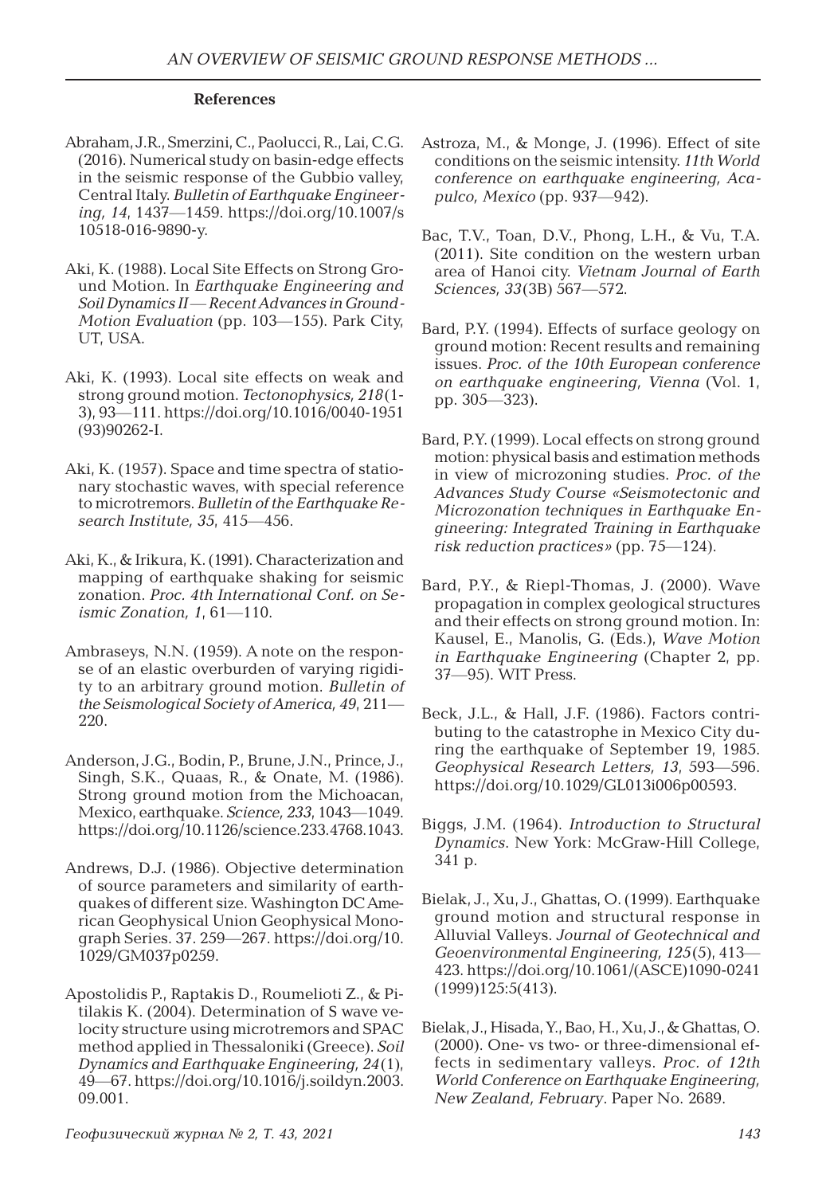### References

Abraham, J.R., Smerzini, C., Paolucci, R., Lai, C.G. (2016). Numerical study on basin-edge effects in the seismic response of the Gubbio valley, Central Italy. *Bulletin of Earthquake Engineering, 14*, 1437—1459. https://doi.org/10.1007/s10518-016-9890-y.

Aki, K. (1988). Local Site Effects on Strong Ground Motion. In *Earthquake Engineering and Soil Dynamics II — Recent Advances in Ground-Motion Evaluation* (pp. 103—155). Park City, UT, USA.

Aki, K. (1993). Local site effects on weak and strong ground motion. *Tectonophysics, 218*(1-3), 93—111. https://doi.org/10.1016/0040-1951(93)90262-I.

Aki, K. (1957). Space and time spectra of stationary stochastic waves, with special reference to microtremors. *Bulletin of the Earthquake Research Institute, 35*, 415—456.

Aki, K., & Irikura, K. (1991). Characterization and mapping of earthquake shaking for seismic zonation. *Proc. 4th International Conf. on Seismic Zonation, 1*, 61—110.

Ambraseys, N.N. (1959). A note on the response of an elastic overburden of varying rigidity to an arbitrary ground motion. *Bulletin of the Seismological Society of America, 49*, 211—220.

Anderson, J.G., Bodin, P., Brune, J.N., Prince, J., Singh, S.K., Quaas, R., & Onate, M. (1986). Strong ground motion from the Michoacan, Mexico, earthquake. *Science, 233*, 1043—1049. https://doi.org/10.1126/science.233.4768.1043.

Andrews, D.J. (1986). Objective determination of source parameters and similarity of earthquakes of different size. Washington DC American Geophysical Union Geophysical Monograph Series. 37. 259—267. https://doi.org/10.1029/GM037p0259.

Apostolidis P., Raptakis D., Roumelioti Z., & Pitilakis K. (2004). Determination of S wave velocity structure using microtremors and SPAC method applied in Thessaloniki (Greece). *Soil Dynamics and Earthquake Engineering, 24*(1), 49—67. https://doi.org/10.1016/j.soildyn.2003.09.001.

Astroza, M., & Monge, J. (1996). Effect of site conditions on the seismic intensity. *11th World conference on earthquake engineering, Acapulco, Mexico* (pp. 937—942).

Bac, T.V., Toan, D.V., Phong, L.H., & Vu, T.A. (2011). Site condition on the western urban area of Hanoi city. *Vietnam Journal of Earth Sciences, 33*(3B) 567—572.

Bard, P.Y. (1994). Effects of surface geology on ground motion: Recent results and remaining issues. *Proc. of the 10th European conference on earthquake engineering, Vienna* (Vol. 1, pp. 305—323).

Bard, P.Y. (1999). Local effects on strong ground motion: physical basis and estimation methods in view of microzoning studies. *Proc. of the Advances Study Course «Seismotectonic and Microzonation techniques in Earthquake Engineering: Integrated Training in Earthquake risk reduction practices»* (pp. 75—124).

Bard, P.Y., & Riepl-Thomas, J. (2000). Wave propagation in complex geological structures and their effects on strong ground motion. In: Kausel, E., Manolis, G. (Eds.), *Wave Motion in Earthquake Engineering* (Chapter 2, pp. 37—95). WIT Press.

Beck, J.L., & Hall, J.F. (1986). Factors contributing to the catastrophe in Mexico City during the earthquake of September 19, 1985. *Geophysical Research Letters, 13*, 593—596. https://doi.org/10.1029/GL013i006p00593.

Biggs, J.M. (1964). *Introduction to Structural Dynamics*. New York: McGraw-Hill College, 341 p.

Bielak, J., Xu, J., Ghattas, O. (1999). Earthquake ground motion and structural response in Alluvial Valleys. *Journal of Geotechnical and Geoenvironmental Engineering, 125*(5), 413—423. https://doi.org/10.1061/(ASCE)1090-0241(1999)125:5(413).

Bielak, J., Hisada, Y., Bao, H., Xu, J., & Ghattas, O. (2000). One- vs two- or three-dimensional effects in sedimentary valleys. *Proc. of 12th World Conference on Earthquake Engineering, New Zealand, February*. Paper No. 2689.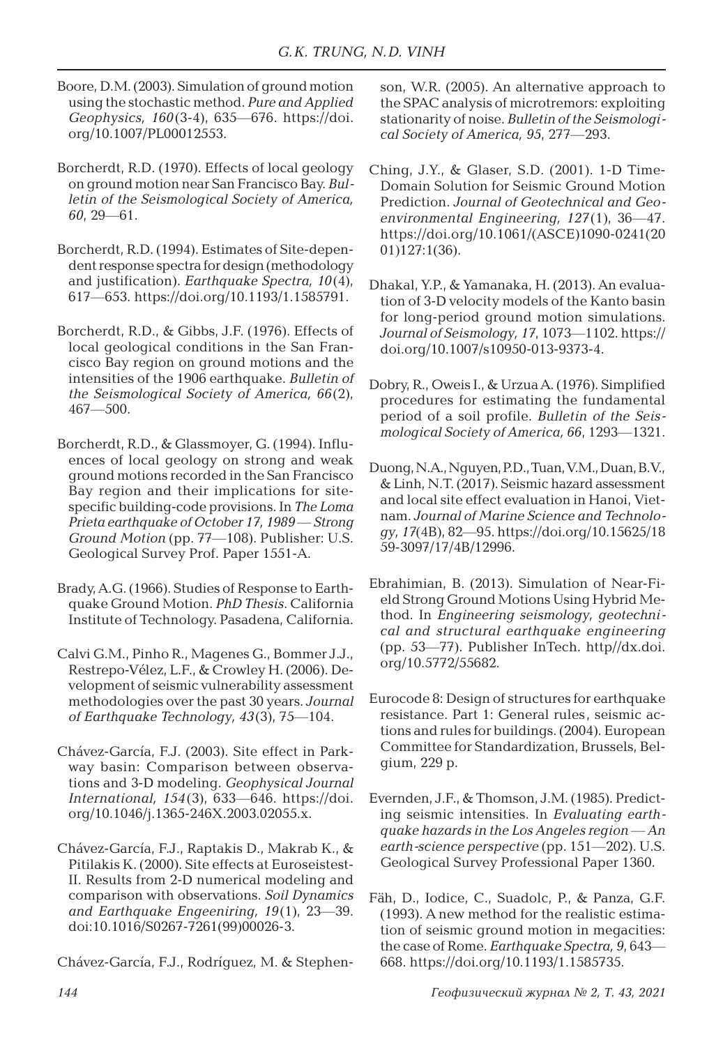Boore, D.M. (2003). Simulation of ground motion using the stochastic method. *Pure and Applied Geophysics, 160*(3-4), 635—676. https://doi.org/10.1007/PL00012553.

Borcherdt, R.D. (1970). Effects of local geology on ground motion near San Francisco Bay. *Bulletin of the Seismological Society of America, 60*, 29—61.

Borcherdt, R.D. (1994). Estimates of Site-dependent response spectra for design (methodology and justification). *Earthquake Spectra, 10*(4), 617—653. https://doi.org/10.1193/1.1585791.

Borcherdt, R.D., & Gibbs, J.F. (1976). Effects of local geological conditions in the San Francisco Bay region on ground motions and the intensities of the 1906 earthquake. *Bulletin of the Seismological Society of America, 66*(2), 467—500.

Borcherdt, R.D., & Glassmoyer, G. (1994). Influences of local geology on strong and weak ground motions recorded in the San Francisco Bay region and their implications for site-specific building-code provisions. In *The Loma Prieta earthquake of October 17, 1989 — Strong Ground Motion* (pp. 77—108). Publisher: U.S. Geological Survey Prof. Paper 1551-A.

Brady, A.G. (1966). Studies of Response to Earthquake Ground Motion. *PhD Thesis*. California Institute of Technology. Pasadena, California.

Calvi G.M., Pinho R., Magenes G., Bommer J.J., Restrepo-Vélez, L.F., & Crowley H. (2006). Development of seismic vulnerability assessment methodologies over the past 30 years. *Journal of Earthquake Technology, 43*(3), 75—104.

Chávez-García, F.J. (2003). Site effect in Parkway basin: Comparison between observations and 3-D modeling. *Geophysical Journal International, 154*(3), 633—646. https://doi.org/10.1046/j.1365-246X.2003.02055.x.

Chávez-García, F.J., Raptakis D., Makrab K., & Pitilakis K. (2000). Site effects at Euroseistest-II. Results from 2-D numerical modeling and comparison with observations. *Soil Dynamics and Earthquake Engeenirin*g, *19*(1), 23—39. doi:10.1016/S0267-7261(99)00026-3.

Chávez-García, F.J., Rodríguez, M. & Stephenson, W.R. (2005). An alternative approach to the SPAC analysis of microtremors: exploiting stationarity of noise. *Bulletin of the Seismological Society of America, 95*, 277—293.

Ching, J.Y., & Glaser, S.D. (2001). 1-D Time-Domain Solution for Seismic Ground Motion Prediction. *Journal of Geotechnical and Geoenvironmental Engineering, 127*(1), 36—47. https://doi.org/10.1061/(ASCE)1090-0241(2001)127:1(36).

Dhakal, Y.P., & Yamanaka, H. (2013). An evaluation of 3-D velocity models of the Kanto basin for long-period ground motion simulations. *Journal of Seismology, 17*, 1073—1102. https://doi.org/10.1007/s10950-013-9373-4.

Dobry, R., Oweis I., & Urzua A. (1976). Simplified procedures for estimating the fundamental period of a soil profile. *Bulletin of the Seismological Society of America, 66*, 1293—1321.

Duong, N.A., Nguyen, P.D., Tuan, V.M., Duan, B.V., & Linh, N.T. (2017). Seismic hazard assessment and local site effect evaluation in Hanoi, Vietnam. *Journal of Marine Science and Technology, 17*(4B), 82—95. https://doi.org/10.15625/1859-3097/17/4B/12996.

Ebrahimian, B. (2013). Simulation of Near-Field Strong Ground Motions Using Hybrid Method. In *Engineering seismology, geotechnical and structural earthquake engineering* (pp. 53—77). Publisher InTech. http//dx.doi.org/10.5772/55682.

Eurocode 8: Design of structures for earthquake resistance. Part 1: General rules, seismic actions and rules for buildings. (2004). European Committee for Standardization, Brussels, Belgium, 229 p.

Evernden, J.F., & Thomson, J.M. (1985). Predicting seismic intensities. In *Evaluating earthquake hazards in the Los Angeles region — An earth-science perspective* (pp. 151—202). U.S. Geological Survey Professional Paper 1360.

Fäh, D., Iodice, C., Suadolc, P., & Panza, G.F. (1993). A new method for the realistic estimation of seismic ground motion in megacities: the case of Rome. *Earthquake Spectra, 9*, 643—668. https://doi.org/10.1193/1.1585735.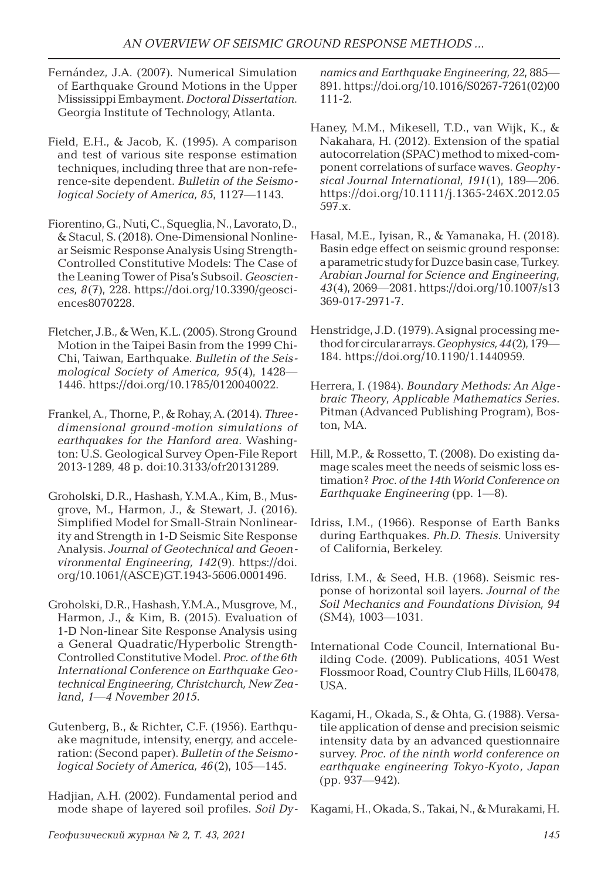Fernández, J.A. (2007). Numerical Simulation of Earthquake Ground Motions in the Upper Mississippi Embayment. *Doctoral Dissertation*. Georgia Institute of Technology, Atlanta.

Field, E.H., & Jacob, K. (1995). A comparison and test of various site response estimation techniques, including three that are non-reference-site dependent. *Bulletin of the Seismological Society of America, 85*, 1127—1143.

Fiorentino, G., Nuti, C., Squeglia, N., Lavorato, D., & Stacul, S. (2018). One-Dimensional Nonlinear Seismic Response Analysis Using Strength-Controlled Constitutive Models: The Case of the Leaning Tower of Pisa's Subsoil. *Geosciences, 8*(7), 228. https://doi.org/10.3390/geosciences8070228.

Fletcher, J.B., & Wen, K.L. (2005). Strong Ground Motion in the Taipei Basin from the 1999 Chi-Chi, Taiwan, Earthquake. *Bulletin of the Seismological Society of America, 95*(4), 1428—1446. https://doi.org/10.1785/0120040022.

Frankel, A., Thorne, P., & Rohay, A. (2014). *Three-dimensional ground-motion simulations of earthquakes for the Hanford area*. Washington: U.S. Geological Survey Open-File Report 2013-1289, 48 p. doi:10.3133/ofr20131289.

Groholski, D.R., Hashash, Y.M.A., Kim, B., Musgrove, M., Harmon, J., & Stewart, J. (2016). Simplified Model for Small-Strain Nonlinearity and Strength in 1-D Seismic Site Response Analysis. *Journal of Geotechnical and Geoenvironmental Engineering, 142*(9). https://doi.org/10.1061/(ASCE)GT.1943-5606.0001496.

Groholski, D.R., Hashash, Y.M.A., Musgrove, M., Harmon, J., & Kim, B. (2015). Evaluation of 1-D Non-linear Site Response Analysis using a General Quadratic/Hyperbolic Strength-Controlled Constitutive Model. *Proc. of the 6th International Conference on Earthquake Geotechnical Engineering, Christchurch, New Zealand, 1—4 November 2015*.

Gutenberg, B., & Richter, C.F. (1956). Earthquake magnitude, intensity, energy, and acceleration: (Second paper). *Bulletin of the Seismological Society of America, 46*(2), 105—145.

Hadjian, A.H. (2002). Fundamental period and mode shape of layered soil profiles. *Soil Dynamics and Earthquake Engineering, 22*, 885—891. https://doi.org/10.1016/S0267-7261(02)00111-2.

Haney, M.M., Mikesell, T.D., van Wijk, K., & Nakahara, H. (2012). Extension of the spatial autocorrelation (SPAC) method to mixed-component correlations of surface waves. *Geophysical Journal International, 191*(1), 189—206. https://doi.org/10.1111/j.1365-246X.2012.05597.x.

Hasal, M.E., Iyisan, R., & Yamanaka, H. (2018). Basin edge effect on seismic ground response: a parametric study for Duzce basin case, Turkey. *Arabian Journal for Science and Engineering, 43*(4), 2069—2081. https://doi.org/10.1007/s13369-017-2971-7.

Henstridge, J.D. (1979). A signal processing method for circular arrays. *Geophysics, 44*(2), 179—184. https://doi.org/10.1190/1.1440959.

Herrera, I. (1984). *Boundary Methods: An Algebraic Theory, Applicable Mathematics Series*. Pitman (Advanced Publishing Program), Boston, MA.

Hill, M.P., & Rossetto, T. (2008). Do existing damage scales meet the needs of seismic loss estimation? *Proc. of the 14th World Conference on Earthquake Engineering* (pp. 1—8).

Idriss, I.M., (1966). Response of Earth Banks during Earthquakes. *Ph.D. Thesis*. University of California, Berkeley.

Idriss, I.M., & Seed, H.B. (1968). Seismic response of horizontal soil layers. *Journal of the Soil Mechanics and Foundations Division, 94* (SM4), 1003—1031.

International Code Council, International Building Code. (2009). Publications, 4051 West Flossmoor Road, Country Club Hills, IL 60478, USA.

Kagami, H., Okada, S., & Ohta, G. (1988). Versatile application of dense and precision seismic intensity data by an advanced questionnaire survey. *Proc. of the ninth world conference on earthquake engineering Tokyo-Kyoto, Japan* (pp. 937—942).

Kagami, H., Okada, S., Takai, N., & Murakami, H.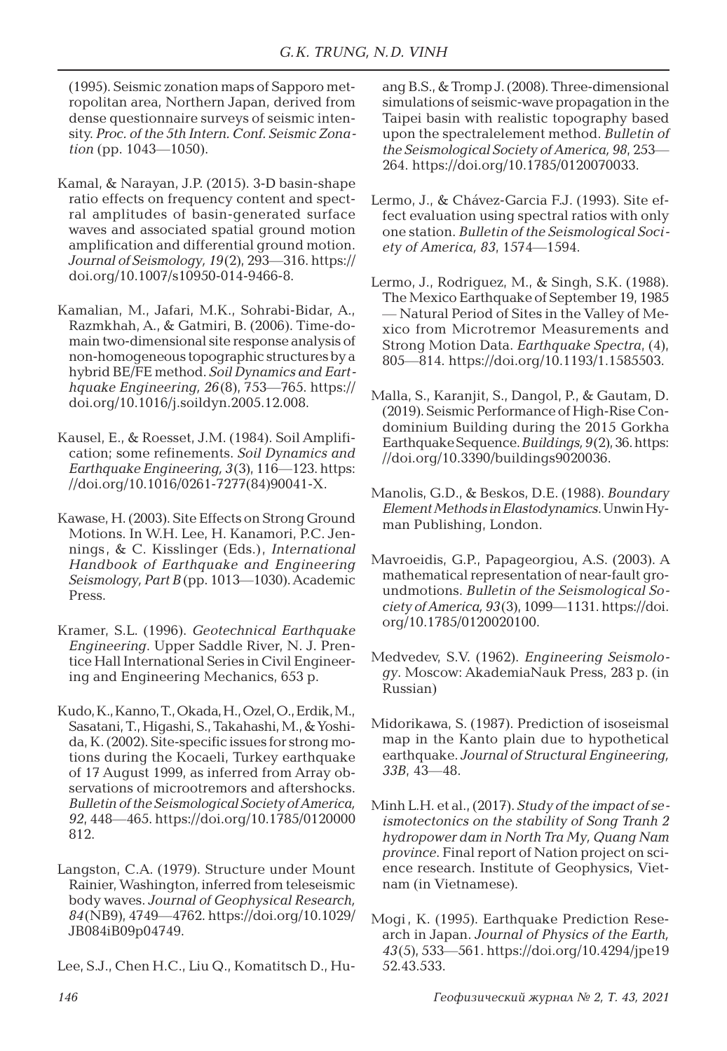(1995). Seismic zonation maps of Sapporo metropolitan area, Northern Japan, derived from dense questionnaire surveys of seismic intensity. *Proc. of the 5th Intern. Conf. Seismic Zonation* (pp. 1043—1050).

Kamal, & Narayan, J.P. (2015). 3-D basin-shape ratio effects on frequency content and spectral amplitudes of basin-generated surface waves and associated spatial ground motion amplification and differential ground motion. *Journal of Seismology, 19*(2), 293—316. https://doi.org/10.1007/s10950-014-9466-8.

Kamalian, M., Jafari, M.K., Sohrabi-Bidar, A., Razmkhah, A., & Gatmiri, B. (2006). Time-domain two-dimensional site response analysis of non-homogeneous topographic structures by a hybrid BE/FE method. *Soil Dynamics and Earthquake Engineering, 26*(8), 753—765. https://doi.org/10.1016/j.soildyn.2005.12.008.

Kausel, E., & Roesset, J.M. (1984). Soil Amplification; some refinements. *Soil Dynamics and Earthquake Engineering, 3*(3), 116—123. https://doi.org/10.1016/0261-7277(84)90041-X.

Kawase, H. (2003). Site Effects on Strong Ground Motions. In W.H. Lee, H. Kanamori, P.C. Jennings, & C. Kisslinger (Eds.), *International Handbook of Earthquake and Engineering Seismology, Part B* (pp. 1013—1030). Academic Press.

Kramer, S.L. (1996). *Geotechnical Earthquake Engineering*. Upper Saddle River, N. J. Prentice Hall International Series in Civil Engineering and Engineering Mechanics, 653 p.

Kudo, K., Kanno, T., Okada, H., Ozel, O., Erdik, M., Sasatani, T., Higashi, S., Takahashi, M., & Yoshida, K. (2002). Site-specific issues for strong motions during the Kocaeli, Turkey earthquake of 17 August 1999, as inferred from Array observations of microtremors and aftershocks. *Bulletin of the Seismological Society of America, 92*, 448—465. https://doi.org/10.1785/0120000812.

Langston, C.A. (1979). Structure under Mount Rainier, Washington, inferred from teleseismic body waves. *Journal of Geophysical Research, 84*(NB9), 4749—4762. https://doi.org/10.1029/JB084iB09p04749.

Lee, S.J., Chen H.C., Liu Q., Komatitsch D., Huang B.S., & Tromp J. (2008). Three-dimensional simulations of seismic-wave propagation in the Taipei basin with realistic topography based upon the spectralelement method. *Bulletin of the Seismological Society of America, 98*, 253—264. https://doi.org/10.1785/0120070033.

Lermo, J., & Chávez-Garcia F.J. (1993). Site effect evaluation using spectral ratios with only one station. *Bulletin of the Seismological Society of America, 83*, 1574—1594.

Lermo, J., Rodriguez, M., & Singh, S.K. (1988). The Mexico Earthquake of September 19, 1985 — Natural Period of Sites in the Valley of Mexico from Microtremor Measurements and Strong Motion Data. *Earthquake Spectra*, (4), 805—814. https://doi.org/10.1193/1.1585503.

Malla, S., Karanjit, S., Dangol, P., & Gautam, D. (2019). Seismic Performance of High-Rise Condominium Building during the 2015 Gorkha Earthquake Sequence. *Buildings, 9*(2), 36. https://doi.org/10.3390/buildings9020036.

Manolis, G.D., & Beskos, D.E. (1988). *Boundary Element Methods in Elastodynamics*. Unwin Hyman Publishing, London.

Mavroeidis, G.P., Papageorgiou, A.S. (2003). A mathematical representation of near-fault groundmotions. *Bulletin of the Seismological Society of America, 93*(3), 1099—1131. https://doi.org/10.1785/0120020100.

Medvedev, S.V. (1962). *Engineering Seismology*. Moscow: AkademiaNauk Press, 283 p. (in Russian)

Midorikawa, S. (1987). Prediction of isoseismal map in the Kanto plain due to hypothetical earthquake. *Journal of Structural Engineering, 33B*, 43—48.

Minh L.H. et al., (2017). *Study of the impact of seismotectonics on the stability of Song Tranh 2 hydropower dam in North Tra My, Quang Nam province*. Final report of Nation project on science research. Institute of Geophysics, Vietnam (in Vietnamese).

Mogi, K. (1995). Earthquake Prediction Research in Japan. *Journal of Physics of the Earth, 43*(5), 533—561. https://doi.org/10.4294/jpe1952.43.533.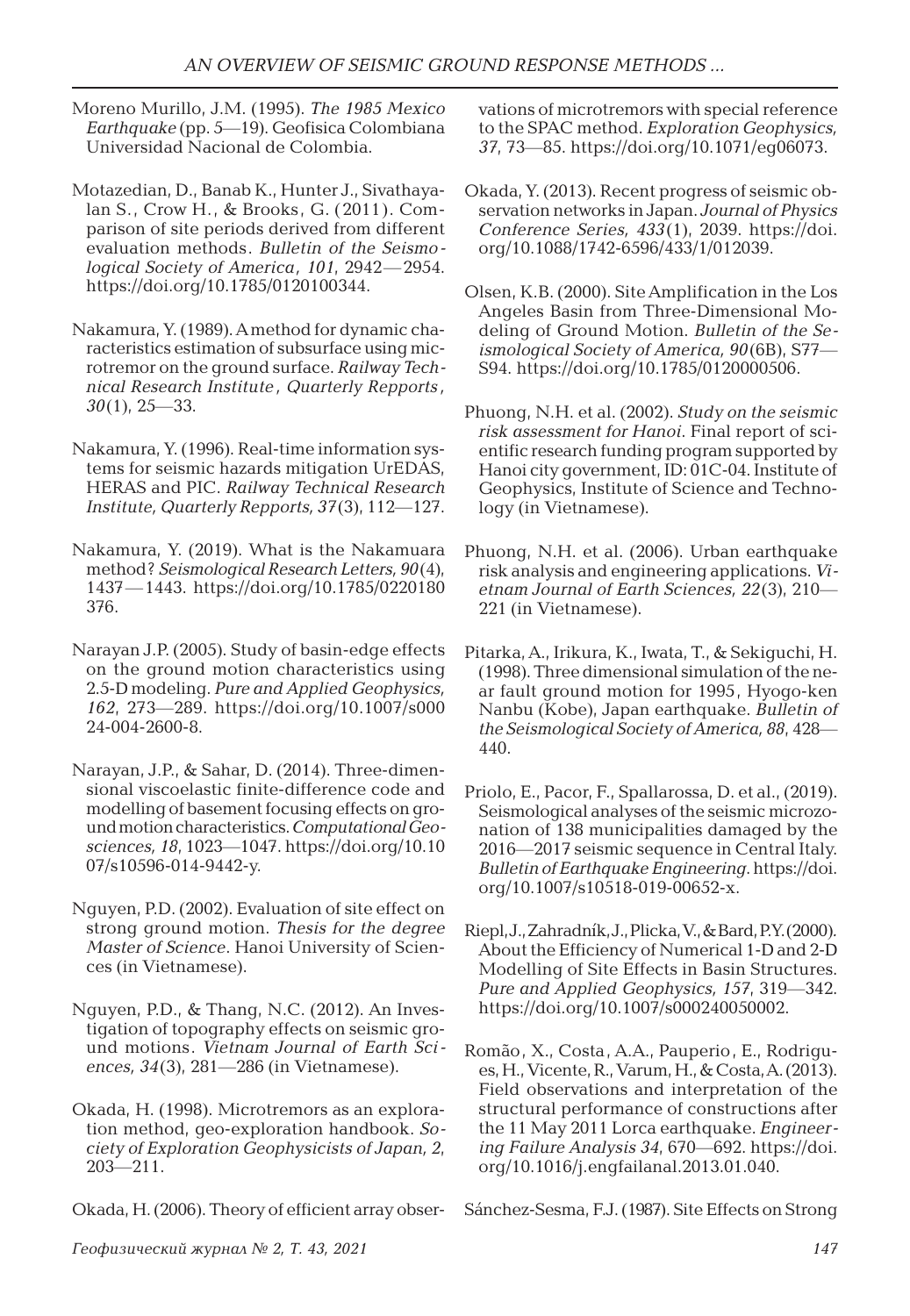Moreno Murillo, J.M. (1995). *The 1985 Mexico Earthquake* (pp. 5—19). Geofisica Colombiana Universidad Nacional de Colombia.

Motazedian, D., Banab K., Hunter J., Sivathayalan S., Crow H., & Brooks, G. (2011). Comparison of site periods derived from different evaluation methods. *Bulletin of the Seismological Society of America, 101*, 2942—2954. https://doi.org/10.1785/0120100344.

Nakamura, Y. (1989). A method for dynamic characteristics estimation of subsurface using microtremor on the ground surface. *Railway Technical Research Institute, Quarterly Repports, 30*(1), 25—33.

Nakamura, Y. (1996). Real-time information systems for seismic hazards mitigation UrEDAS, HERAS and PIC. *Railway Technical Research Institute, Quarterly Repports, 37*(3), 112—127.

Nakamura, Y. (2019). What is the Nakamuara method? *Seismological Research Letters, 90*(4), 1437—1443. https://doi.org/10.1785/0220180376.

Narayan J.P. (2005). Study of basin-edge effects on the ground motion characteristics using 2.5-D modeling. *Pure and Applied Geophysics, 162*, 273—289. https://doi.org/10.1007/s00024-004-2600-8.

Narayan, J.P., & Sahar, D. (2014). Three-dimensional viscoelastic finite-difference code and modelling of basement focusing effects on ground motion characteristics. *Computational Geosciences, 18*, 1023—1047. https://doi.org/10.1007/s10596-014-9442-y.

Nguyen, P.D. (2002). Evaluation of site effect on strong ground motion. *Thesis for the degree Master of Science*. Hanoi University of Sciences (in Vietnamese).

Nguyen, P.D., & Thang, N.C. (2012). An Investigation of topography effects on seismic ground motions. *Vietnam Journal of Earth Sciences, 34*(3), 281—286 (in Vietnamese).

Okada, H. (1998). Microtremors as an exploration method, geo-exploration handbook. *Society of Exploration Geophysicists of Japan, 2*, 203—211.

Okada, H. (2006). Theory of efficient array observations of microtremors with special reference to the SPAC method. *Exploration Geophysics, 37*, 73—85. https://doi.org/10.1071/eg06073.

Okada, Y. (2013). Recent progress of seismic observation networks in Japan. *Journal of Physics Conference Series, 433*(1), 2039. https://doi.org/10.1088/1742-6596/433/1/012039.

Olsen, K.B. (2000). Site Amplification in the Los Angeles Basin from Three-Dimensional Modeling of Ground Motion. *Bulletin of the Seismological Society of America, 90*(6B), S77—S94. https://doi.org/10.1785/0120000506.

Phuong, N.H. et al. (2002). *Study on the seismic risk assessment for Hanoi*. Final report of scientific research funding program supported by Hanoi city government, ID: 01C-04. Institute of Geophysics, Institute of Science and Technology (in Vietnamese).

Phuong, N.H. et al. (2006). Urban earthquake risk analysis and engineering applications. *Vietnam Journal of Earth Sciences, 22*(3), 210—221 (in Vietnamese).

Pitarka, A., Irikura, K., Iwata, T., & Sekiguchi, H. (1998). Three dimensional simulation of the near fault ground motion for 1995, Hyogo-ken Nanbu (Kobe), Japan earthquake. *Bulletin of the Seismological Society of America, 88*, 428—440.

Priolo, E., Pacor, F., Spallarossa, D. et al., (2019). Seismological analyses of the seismic microzonation of 138 municipalities damaged by the 2016—2017 seismic sequence in Central Italy. *Bulletin of Earthquake Engineering*. https://doi.org/10.1007/s10518-019-00652-x.

Riepl, J., Zahradník, J., Plicka, V., & Bard, P.Y. (2000). About the Efficiency of Numerical 1-D and 2-D Modelling of Site Effects in Basin Structures. *Pure and Applied Geophysics, 157*, 319—342. https://doi.org/10.1007/s000240050002.

Romão, X., Costa, A.A., Pauperio, E., Rodrigues, H., Vicente, R., Varum, H., & Costa, A. (2013). Field observations and interpretation of the structural performance of constructions after the 11 May 2011 Lorca earthquake. *Engineering Failure Analysis 34*, 670—692. https://doi.org/10.1016/j.engfailanal.2013.01.040.

Sánchez-Sesma, F.J. (1987). Site Effects on Strong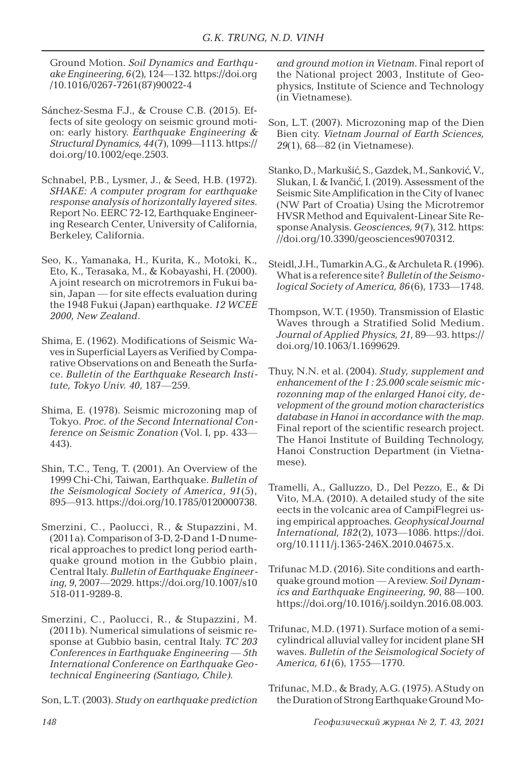Ground Motion. *Soil Dynamics and Earthquake Engineering, 6*(2), 124—132. https://doi.org/10.1016/0267-7261(87)90022-4

Sánchez-Sesma F.J., & Crouse C.B. (2015). Effects of site geology on seismic ground motion: early history. *Earthquake Engineering & Structural Dynamics, 44*(7), 1099—1113. https://doi.org/10.1002/eqe.2503.

Schnabel, P.B., Lysmer, J., & Seed, H.B. (1972). *SHAKE: A computer program for earthquake response analysis of horizontally layered sites*. Report No. EERC 72-12, Earthquake Engineering Research Center, University of California, Berkeley, California.

Seo, K., Yamanaka, H., Kurita, K., Motoki, K., Eto, K., Terasaka, M., & Kobayashi, H. (2000). A joint research on microtremors in Fukui basin, Japan — for site effects evaluation during the 1948 Fukui (Japan) earthquake. *12 WCEE 2000, New Zealand*.

Shima, E. (1962). Modifications of Seismic Waves in Superficial Layers as Verified by Comparative Observations on and Beneath the Surface. *Bulletin of the Earthquake Research Institute, Tokyo Univ. 40*, 187—259.

Shima, E. (1978). Seismic microzoning map of Tokyo. *Proc. of the Second International Conference on Seismic Zonation* (Vol. I, pp. 433—443).

Shin, T.C., Teng, T. (2001). An Overview of the 1999 Chi-Chi, Taiwan, Earthquake. *Bulletin of the Seismological Society of America, 91*(5), 895—913. https://doi.org/10.1785/0120000738.

Smerzini, C., Paolucci, R., & Stupazzini, M. (2011a). Comparison of 3-D, 2-D and 1-D numerical approaches to predict long period earthquake ground motion in the Gubbio plain, Central Italy. *Bulletin of Earthquake Engineering, 9*, 2007—2029. https://doi.org/10.1007/s10518-011-9289-8.

Smerzini, C., Paolucci, R., & Stupazzini, M. (2011b). Numerical simulations of seismic response at Gubbio basin, central Italy. *TC 203 Conferences in Earthquake Engineering — 5th International Conference on Earthquake Geotechnical Engineering (Santiago, Chile)*.

Son, L.T. (2003). *Study on earthquake prediction and ground motion in Vietnam*. Final report of the National project 2003, Institute of Geophysics, Institute of Science and Technology (in Vietnamese).

Son, L.T. (2007). Microzoning map of the Dien Bien city. *Vietnam Journal of Earth Sciences, 29*(1), 68—82 (in Vietnamese).

Stanko, D., Markušić, S., Gazdek, M., Sanković, V., Slukan, I. & Ivančić, I. (2019). Assessment of the Seismic Site Amplification in the City of Ivanec (NW Part of Croatia) Using the Microtremor HVSR Method and Equivalent-Linear Site Response Analysis. *Geosciences, 9*(7), 312. https://doi.org/10.3390/geosciences9070312.

Steidl, J.H., Tumarkin A.G., & Archuleta R. (1996). What is a reference site? *Bulletin of the Seismological Society of America, 86*(6), 1733—1748.

Thompson, W.T. (1950). Transmission of Elastic Waves through a Stratified Solid Medium. *Journal of Applied Physics, 21*, 89—93. https://doi.org/10.1063/1.1699629.

Thuy, N.N. et al. (2004). *Study, supplement and enhancement of the 1 : 25.000 scale seismic microzonning map of the enlarged Hanoi city, development of the ground motion characteristics database in Hanoi in accordance with the map*. Final report of the scientific research project. The Hanoi Institute of Building Technology, Hanoi Construction Department (in Vietnamese).

Tramelli, A., Galluzzo, D., Del Pezzo, E., & Di Vito, M.A. (2010). A detailed study of the site eects in the volcanic area of CampiFlegrei using empirical approaches. *Geophysical Journal International, 182*(2), 1073—1086. https://doi.org/10.1111/j.1365-246X.2010.04675.x.

Trifunac M.D. (2016). Site conditions and earthquake ground motion — A review. *Soil Dynamics and Earthquake Engineering, 90*, 88—100. https://doi.org/10.1016/j.soildyn.2016.08.003.

Trifunac, M.D. (1971). Surface motion of a semi-cylindrical alluvial valley for incident plane SH waves. *Bulletin of the Seismological Society of America, 61*(6), 1755—1770.

Trifunac, M.D., & Brady, A.G. (1975). A Study on the Duration of Strong Earthquake Ground Mo-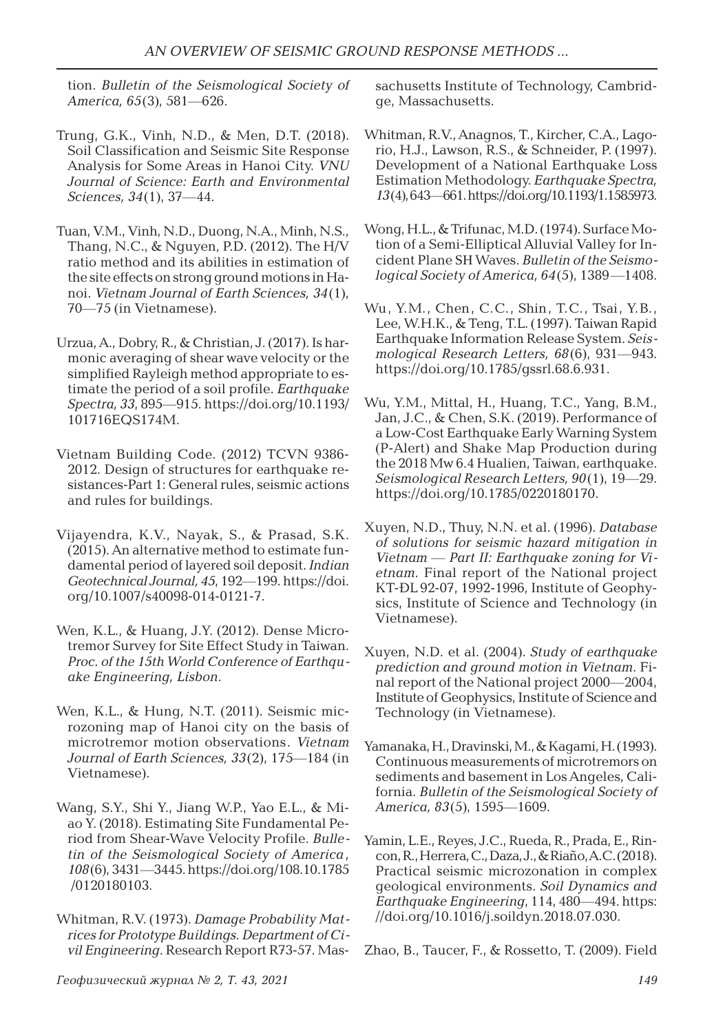tion. *Bulletin of the Seismological Society of America, 65*(3), 581—626.

Trung, G.K., Vinh, N.D., & Men, D.T. (2018). Soil Classification and Seismic Site Response Analysis for Some Areas in Hanoi City. *VNU Journal of Science: Earth and Environmental Sciences, 34*(1), 37—44.

Tuan, V.M., Vinh, N.D., Duong, N.A., Minh, N.S., Thang, N.C., & Nguyen, P.D. (2012). The H/V ratio method and its abilities in estimation of the site effects on strong ground motions in Hanoi. *Vietnam Journal of Earth Sciences, 34*(1), 70—75 (in Vietnamese).

Urzua, A., Dobry, R., & Christian, J. (2017). Is harmonic averaging of shear wave velocity or the simplified Rayleigh method appropriate to estimate the period of a soil profile. *Earthquake Spectra, 33*, 895—915. https://doi.org/10.1193/101716EQS174M.

Vietnam Building Code. (2012) TCVN 9386-2012. Design of structures for earthquake resistances-Part 1: General rules, seismic actions and rules for buildings.

Vijayendra, K.V., Nayak, S., & Prasad, S.K. (2015). An alternative method to estimate fundamental period of layered soil deposit. *Indian Geotechnical Journal, 45*, 192—199. https://doi.org/10.1007/s40098-014-0121-7.

Wen, K.L., & Huang, J.Y. (2012). Dense Microtremor Survey for Site Effect Study in Taiwan. *Proc. of the 15th World Conference of Earthquake Engineering, Lisbon*.

Wen, K.L., & Hung, N.T. (2011). Seismic microzoning map of Hanoi city on the basis of microtremor motion observations. *Vietnam Journal of Earth Sciences, 33*(2), 175—184 (in Vietnamese).

Wang, S.Y., Shi Y., Jiang W.P., Yao E.L., & Miao Y. (2018). Estimating Site Fundamental Period from Shear-Wave Velocity Profile. *Bulletin of the Seismological Society of America, 108*(6), 3431—3445. https://doi.org/108.10.1785/0120180103.

Whitman, R.V. (1973). *Damage Probability Matrices for Prototype Buildings. Department of Civil Engineering*. Research Report R73-57. Massachusetts Institute of Technology, Cambridge, Massachusetts.

Whitman, R.V., Anagnos, T., Kircher, C.A., Lagorio, H.J., Lawson, R.S., & Schneider, P. (1997). Development of a National Earthquake Loss Estimation Methodology. *Earthquake Spectra, 13*(4), 643—661. https://doi.org/10.1193/1.1585973.

Wong, H.L., & Trifunac, M.D. (1974). Surface Motion of a Semi-Elliptical Alluvial Valley for Incident Plane SH Waves. *Bulletin of the Seismological Society of America, 64*(5), 1389—1408.

Wu, Y.M., Chen, C.C., Shin, T.C., Tsai, Y.B., Lee, W.H.K., & Teng, T.L. (1997). Taiwan Rapid Earthquake Information Release System. *Seismological Research Letters, 68*(6), 931—943. https://doi.org/10.1785/gssrl.68.6.931.

Wu, Y.M., Mittal, H., Huang, T.C., Yang, B.M., Jan, J.C., & Chen, S.K. (2019). Performance of a Low-Cost Earthquake Early Warning System (P-Alert) and Shake Map Production during the 2018 Mw 6.4 Hualien, Taiwan, earthquake. *Seismological Research Letters, 90*(1), 19—29. https://doi.org/10.1785/0220180170.

Xuyen, N.D., Thuy, N.N. et al. (1996). *Database of solutions for seismic hazard mitigation in Vietnam — Part II: Earthquake zoning for Vietnam*. Final report of the National project KT-ĐL 92-07, 1992-1996, Institute of Geophysics, Institute of Science and Technology (in Vietnamese).

Xuyen, N.D. et al. (2004). *Study of earthquake prediction and ground motion in Vietnam*. Final report of the National project 2000—2004, Institute of Geophysics, Institute of Science and Technology (in Vietnamese).

Yamanaka, H., Dravinski, M., & Kagami, H. (1993). Continuous measurements of microtremors on sediments and basement in Los Angeles, California. *Bulletin of the Seismological Society of America, 83*(5), 1595—1609.

Yamin, L.E., Reyes, J.C., Rueda, R., Prada, E., Rincon, R., Herrera, C., Daza, J., & Riaño, A.C. (2018). Practical seismic microzonation in complex geological environments. *Soil Dynamics and Earthquake Engineering*, 114, 480—494. https://doi.org/10.1016/j.soildyn.2018.07.030.

Zhao, B., Taucer, F., & Rossetto, T. (2009). Field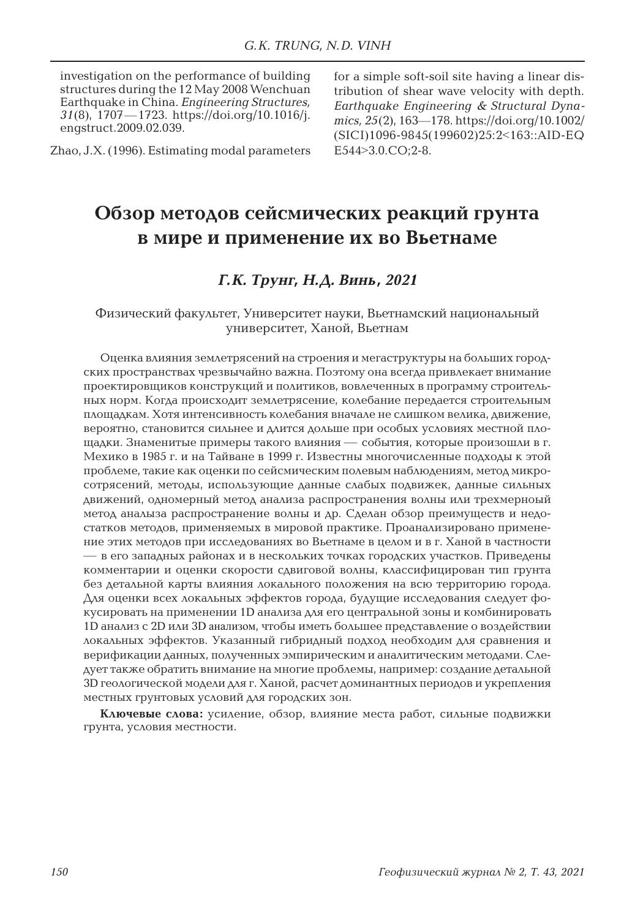investigation on the performance of building structures during the 12 May 2008 Wenchuan Earthquake in China. *Engineering Structures, 31*(8), 1707—1723. https://doi.org/10.1016/j.engstruct.2009.02.039.

Zhao, J.X. (1996). Estimating modal parameters for a simple soft-soil site having a linear distribution of shear wave velocity with depth. *Earthquake Engineering & Structural Dynamics, 25*(2), 163—178. https://doi.org/10.1002/(SICI)1096-9845(199602)25:2<163::AID-EQE544>3.0.CO;2-8.

# Обзор методов сейсмических реакций грунта в мире и применение их во Вьетнаме

***Г.К. Трунг, Н.Д. Винь, 2021***

Физический факультет, Университет науки, Вьетнамский национальный университет, Ханой, Вьетнам

Оценка влияния землетрясений на строения и мегаструктуры на больших городских пространствах чрезвычайно важна. Поэтому она всегда привлекает внимание проектировщиков конструкций и политиков, вовлеченных в программу строительных норм. Когда происходит землетрясение, колебание передается строительным площадкам. Хотя интенсивность колебания вначале не слишком велика, движение, вероятно, становится сильнее и длится дольше при особых условиях местной площадки. Знаменитые примеры такого влияния — события, которые произошли в г. Мехико в 1985 г. и на Тайване в 1999 г. Известны многочисленные подходы к этой проблеме, такие как оценки по сейсмическим полевым наблюдениям, метод микросотрясений, методы, использующие данные слабых подвижек, данные сильных движений, одномерный метод анализа распространения волны или трехмерный метод анализа распространение волны и др. Сделан обзор преимуществ и недостатков методов, применяемых в мировой практике. Проанализировано применение этих методов при исследованиях во Вьетнаме в целом и в г. Ханой в частности — в его западных районах и в нескольких точках городских участков. Приведены комментарии и оценки скорости сдвиговой волны, классифицирован тип грунта без детальной карты влияния локального положения на всю территорию города. Для оценки всех локальных эффектов города, будущие исследования следует фокусировать на применении 1D анализа для его центральной зоны и комбинировать 1D анализ с 2D или 3D анализом, чтобы иметь большее представление о воздействии локальных эффектов. Указанный гибридный подход необходим для сравнения и верификации данных, полученных эмпирическим и аналитическим методами. Следует также обратить внимание на многие проблемы, например: создание детальной 3D геологической модели для г. Ханой, расчет доминантных периодов и укрепления местных грунтовых условий для городских зон.

**Ключевые слова:** усиление, обзор, влияние места работ, сильные подвижки грунта, условия местности.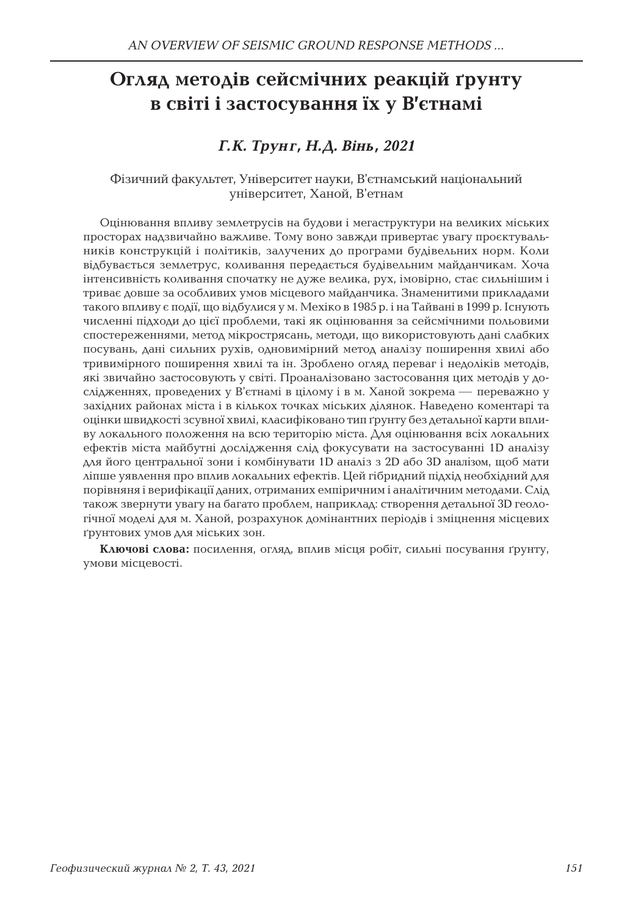# Огляд методів сейсмічних реакцій ґрунту в світі і застосування їх у В'єтнамі

### *Г.К. Трунг, Н.Д. Вінь, 2021*

Фізичний факультет, Університет науки, В'єтнамський національний університет, Ханой, В'єтнам

Оцінювання впливу землетрусів на будови і мегаструктури на великих міських просторах надзвичайно важливе. Тому воно завжди привертає увагу проєктувальників конструкцій і політиків, залучених до програми будівельних норм. Коли відбувається землетрус, коливання передається будівельним майданчикам. Хоча інтенсивність коливання спочатку не дуже велика, рух, імовірно, стає сильнішим і триває довше за особливих умов місцевого майданчика. Знаменитими прикладами такого впливу є події, що відбулися у м. Мехіко в 1985 р. і на Тайвані в 1999 р. Існують численні підходи до цієї проблеми, такі як оцінювання за сейсмічними польовими спостереженнями, метод мікрострясань, методи, що використовують дані слабких посувань, дані сильних рухів, одновимірний метод аналізу поширення хвилі або тривимірного поширення хвилі та ін. Зроблено огляд переваг і недоліків методів, які звичайно застосовують у світі. Проаналізовано застосовання цих методів у дослідженнях, проведених у В'єтнамі в цілому і в м. Ханой зокрема — переважно у західних районах міста і в кількох точках міських ділянок. Наведено коментарі та оцінки швидкості зсувної хвилі, класифіковано тип ґрунту без детальної карти впливу локального положення на всю територію міста. Для оцінювання всіх локальних ефектів міста майбутні дослідження слід фокусувати на застосуванні 1D аналізу для його центральної зони і комбінувати 1D аналіз з 2D або 3D аналізом, щоб мати ліпше уявлення про вплив локальних ефектів. Цей гібридний підхід необхідний для порівняння і верифікації даних, отриманих емпіричним і аналітичним методами. Слід також звернути увагу на багато проблем, наприклад: створення детальної 3D геологічної моделі для м. Ханой, розрахунок домінантних періодів і зміцнення місцевих ґрунтових умов для міських зон.

**Ключові слова:** посилення, огляд, вплив місця робіт, сильні посування ґрунту, умови місцевості.